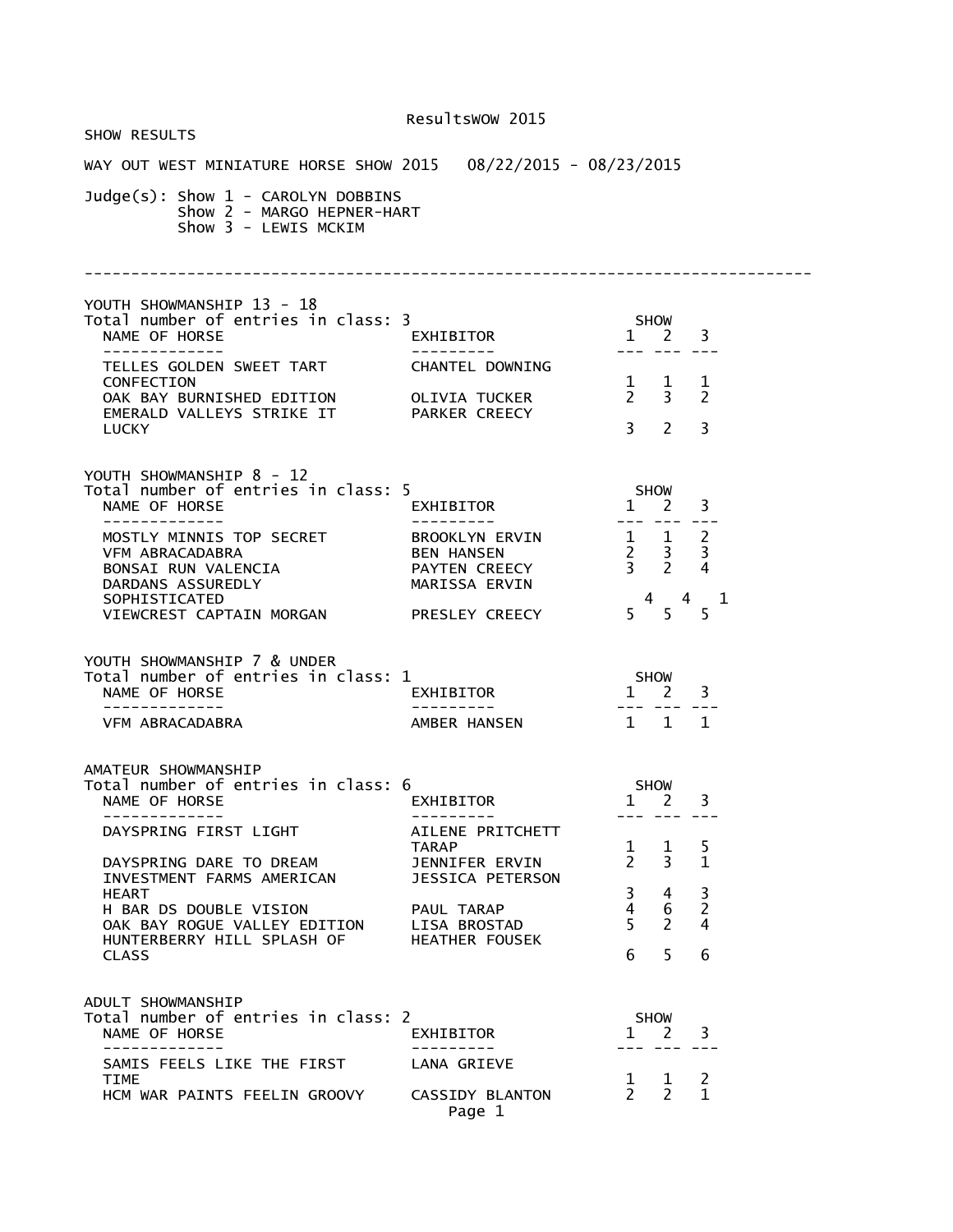ResultsWOW 2015

SHOW RESULTS

WAY OUT WEST MINIATURE HORSE SHOW 2015   08/22/2015 - 08/23/2015

Judge(s): Show 1 - CAROLYN DOBBINS
Show 2 - MARGO HEPNER-HART
Show 3 - LEWIS MCKIM

---

## YOUTH SHOWMANSHIP 13 - 18

Total number of entries in class: 3

| NAME OF HORSE | EXHIBITOR | SHOW 1 | SHOW 2 | SHOW 3 |
|---|---|---|---|---|
| TELLES GOLDEN SWEET TART CONFECTION | CHANTEL DOWNING | 1 | 1 | 1 |
| OAK BAY BURNISHED EDITION | OLIVIA TUCKER | 2 | 3 | 2 |
| EMERALD VALLEYS STRIKE IT LUCKY | PARKER CREECY | 3 | 2 | 3 |

## YOUTH SHOWMANSHIP 8 - 12

Total number of entries in class: 5

| NAME OF HORSE | EXHIBITOR | SHOW 1 | SHOW 2 | SHOW 3 |
|---|---|---|---|---|
| MOSTLY MINNIS TOP SECRET | BROOKLYN ERVIN | 1 | 1 | 2 |
| VFM ABRACADABRA | BEN HANSEN | 2 | 3 | 3 |
| BONSAI RUN VALENCIA | PAYTEN CREECY | 3 | 2 | 4 |
| DARDANS ASSUREDLY SOPHISTICATED | MARISSA ERVIN | 4 | 4 | 1 |
| VIEWCREST CAPTAIN MORGAN | PRESLEY CREECY | 5 | 5 | 5 |

## YOUTH SHOWMANSHIP 7 & UNDER

Total number of entries in class: 1

| NAME OF HORSE | EXHIBITOR | SHOW 1 | SHOW 2 | SHOW 3 |
|---|---|---|---|---|
| VFM ABRACADABRA | AMBER HANSEN | 1 | 1 | 1 |

## AMATEUR SHOWMANSHIP

Total number of entries in class: 6

| NAME OF HORSE | EXHIBITOR | SHOW 1 | SHOW 2 | SHOW 3 |
|---|---|---|---|---|
| DAYSPRING FIRST LIGHT | AILENE PRITCHETT TARAP | 1 | 1 | 5 |
| DAYSPRING DARE TO DREAM | JENNIFER ERVIN | 2 | 3 | 1 |
| INVESTMENT FARMS AMERICAN HEART | JESSICA PETERSON | 3 | 4 | 3 |
| H BAR DS DOUBLE VISION | PAUL TARAP | 4 | 6 | 2 |
| OAK BAY ROGUE VALLEY EDITION | LISA BROSTAD | 5 | 2 | 4 |
| HUNTERBERRY HILL SPLASH OF CLASS | HEATHER FOUSEK | 6 | 5 | 6 |

## ADULT SHOWMANSHIP

Total number of entries in class: 2

| NAME OF HORSE | EXHIBITOR | SHOW 1 | SHOW 2 | SHOW 3 |
|---|---|---|---|---|
| SAMIS FEELS LIKE THE FIRST TIME | LANA GRIEVE | 1 | 1 | 2 |
| HCM WAR PAINTS FEELIN GROOVY | CASSIDY BLANTON | 2 | 2 | 1 |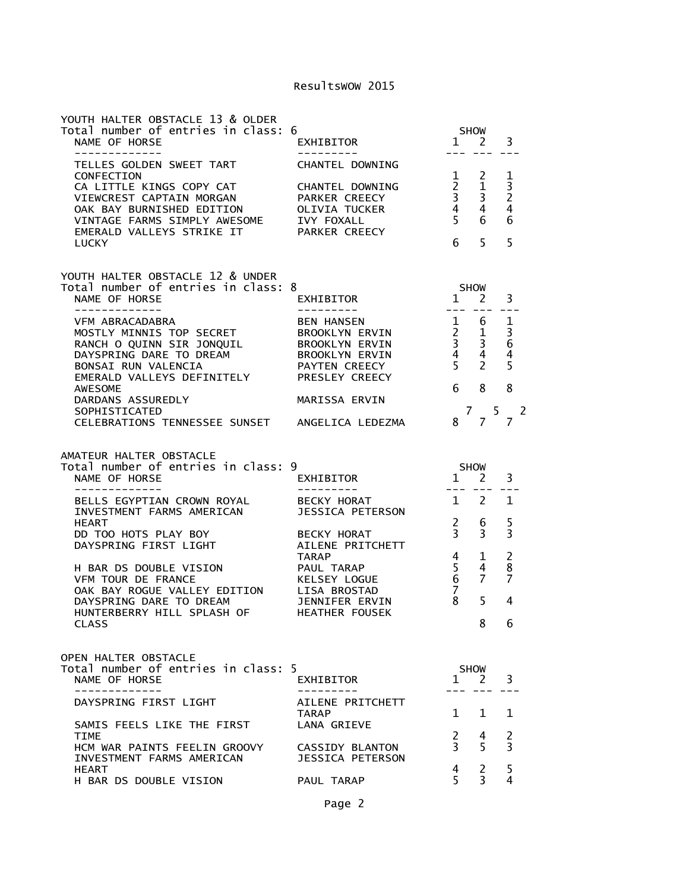## ResultsWOW 2015

### YOUTH HALTER OBSTACLE 13 & OLDER

Total number of entries in class: 6

| NAME OF HORSE | EXHIBITOR | SHOW 1 | SHOW 2 | SHOW 3 |
|---|---|---|---|---|
| TELLES GOLDEN SWEET TART CONFECTION | CHANTEL DOWNING | 1 | 2 | 1 |
| CA LITTLE KINGS COPY CAT | CHANTEL DOWNING | 2 | 1 | 3 |
| VIEWCREST CAPTAIN MORGAN | PARKER CREECY | 3 | 3 | 2 |
| OAK BAY BURNISHED EDITION | OLIVIA TUCKER | 4 | 4 | 4 |
| VINTAGE FARMS SIMPLY AWESOME | IVY FOXALL | 5 | 6 | 6 |
| EMERALD VALLEYS STRIKE IT LUCKY | PARKER CREECY | 6 | 5 | 5 |

### YOUTH HALTER OBSTACLE 12 & UNDER

Total number of entries in class: 8

| NAME OF HORSE | EXHIBITOR | SHOW 1 | SHOW 2 | SHOW 3 |
|---|---|---|---|---|
| VFM ABRACADABRA | BEN HANSEN | 1 | 6 | 1 |
| MOSTLY MINNIS TOP SECRET | BROOKLYN ERVIN | 2 | 1 | 3 |
| RANCH O QUINN SIR JONQUIL | BROOKLYN ERVIN | 3 | 3 | 6 |
| DAYSPRING DARE TO DREAM | BROOKLYN ERVIN | 4 | 4 | 4 |
| BONSAI RUN VALENCIA | PAYTEN CREECY | 5 | 2 | 5 |
| EMERALD VALLEYS DEFINITELY AWESOME | PRESLEY CREECY | 6 | 8 | 8 |
| DARDANS ASSUREDLY SOPHISTICATED | MARISSA ERVIN | 7 | 5 | 2 |
| CELEBRATIONS TENNESSEE SUNSET | ANGELICA LEDEZMA | 8 | 7 | 7 |

### AMATEUR HALTER OBSTACLE

Total number of entries in class: 9

| NAME OF HORSE | EXHIBITOR | SHOW 1 | SHOW 2 | SHOW 3 |
|---|---|---|---|---|
| BELLS EGYPTIAN CROWN ROYAL | BECKY HORAT | 1 | 2 | 1 |
| INVESTMENT FARMS AMERICAN HEART | JESSICA PETERSON | 2 | 6 | 5 |
| DD TOO HOTS PLAY BOY | BECKY HORAT | 3 | 3 | 3 |
| DAYSPRING FIRST LIGHT | AILENE PRITCHETT TARAP | 4 | 1 | 2 |
| H BAR DS DOUBLE VISION | PAUL TARAP | 5 | 4 | 8 |
| VFM TOUR DE FRANCE | KELSEY LOGUE | 6 | 7 | 7 |
| OAK BAY ROGUE VALLEY EDITION | LISA BROSTAD | 7 | | |
| DAYSPRING DARE TO DREAM | JENNIFER ERVIN | 8 | 5 | 4 |
| HUNTERBERRY HILL SPLASH OF CLASS | HEATHER FOUSEK | | 8 | 6 |

### OPEN HALTER OBSTACLE

Total number of entries in class: 5

| NAME OF HORSE | EXHIBITOR | SHOW 1 | SHOW 2 | SHOW 3 |
|---|---|---|---|---|
| DAYSPRING FIRST LIGHT | AILENE PRITCHETT TARAP | 1 | 1 | 1 |
| SAMIS FEELS LIKE THE FIRST TIME | LANA GRIEVE | 2 | 4 | 2 |
| HCM WAR PAINTS FEELIN GROOVY | CASSIDY BLANTON | 3 | 5 | 3 |
| INVESTMENT FARMS AMERICAN HEART | JESSICA PETERSON | 4 | 2 | 5 |
| H BAR DS DOUBLE VISION | PAUL TARAP | 5 | 3 | 4 |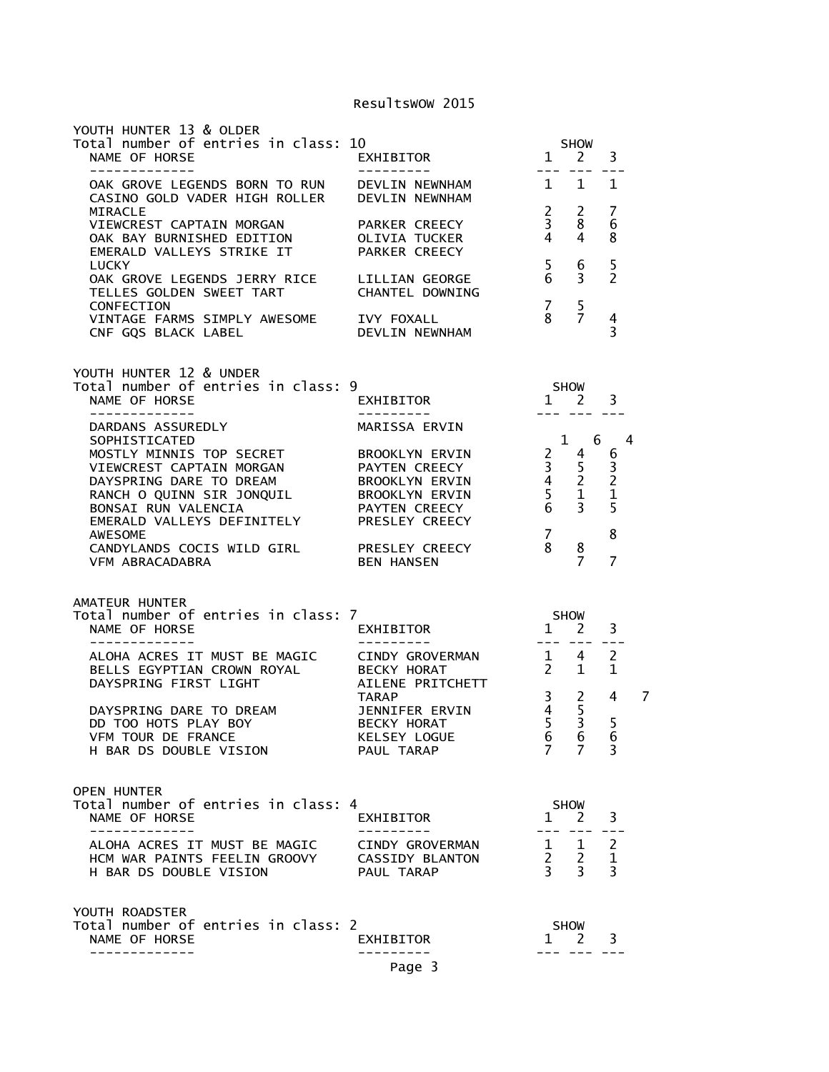## YOUTH HUNTER 13 & OLDER

Total number of entries in class: 10

| NAME OF HORSE | EXHIBITOR | SHOW 1 | 2 | 3 |
|---|---|---|---|---|
| OAK GROVE LEGENDS BORN TO RUN | DEVLIN NEWNHAM | 1 | 1 | 1 |
| CASINO GOLD VADER HIGH ROLLER MIRACLE | DEVLIN NEWNHAM | 2 | 2 | 7 |
| VIEWCREST CAPTAIN MORGAN | PARKER CREECY | 3 | 8 | 6 |
| OAK BAY BURNISHED EDITION | OLIVIA TUCKER | 4 | 4 | 8 |
| EMERALD VALLEYS STRIKE IT LUCKY | PARKER CREECY | 5 | 6 | 5 |
| OAK GROVE LEGENDS JERRY RICE | LILLIAN GEORGE | 6 | 3 | 2 |
| TELLES GOLDEN SWEET TART CONFECTION | CHANTEL DOWNING | 7 | 5 | |
| VINTAGE FARMS SIMPLY AWESOME | IVY FOXALL | 8 | 7 | 4 |
| CNF GQS BLACK LABEL | DEVLIN NEWNHAM | | | 3 |

## YOUTH HUNTER 12 & UNDER

Total number of entries in class: 9

| NAME OF HORSE | EXHIBITOR | SHOW 1 | 2 | 3 |
|---|---|---|---|---|
| DARDANS ASSUREDLY SOPHISTICATED | MARISSA ERVIN | 1 | 6 | 4 |
| MOSTLY MINNIS TOP SECRET | BROOKLYN ERVIN | 2 | 4 | 6 |
| VIEWCREST CAPTAIN MORGAN | PAYTEN CREECY | 3 | 5 | 3 |
| DAYSPRING DARE TO DREAM | BROOKLYN ERVIN | 4 | 2 | 2 |
| RANCH O QUINN SIR JONQUIL | BROOKLYN ERVIN | 5 | 1 | 1 |
| BONSAI RUN VALENCIA | PAYTEN CREECY | 6 | 3 | 5 |
| EMERALD VALLEYS DEFINITELY AWESOME | PRESLEY CREECY | 7 | | 8 |
| CANDYLANDS COCIS WILD GIRL | PRESLEY CREECY | 8 | 8 | |
| VFM ABRACADABRA | BEN HANSEN | | 7 | 7 |

## AMATEUR HUNTER

Total number of entries in class: 7

| NAME OF HORSE | EXHIBITOR | SHOW 1 | 2 | 3 | |
|---|---|---|---|---|---|
| ALOHA ACRES IT MUST BE MAGIC | CINDY GROVERMAN | 1 | 4 | 2 | |
| BELLS EGYPTIAN CROWN ROYAL | BECKY HORAT | 2 | 1 | 1 | |
| DAYSPRING FIRST LIGHT | AILENE PRITCHETT TARAP | 3 | 2 | 4 | 7 |
| DAYSPRING DARE TO DREAM | JENNIFER ERVIN | 4 | 5 | | |
| DD TOO HOTS PLAY BOY | BECKY HORAT | 5 | 3 | 5 | |
| VFM TOUR DE FRANCE | KELSEY LOGUE | 6 | 6 | 6 | |
| H BAR DS DOUBLE VISION | PAUL TARAP | 7 | 7 | 3 | |

## OPEN HUNTER

Total number of entries in class: 4

| NAME OF HORSE | EXHIBITOR | SHOW 1 | 2 | 3 |
|---|---|---|---|---|
| ALOHA ACRES IT MUST BE MAGIC | CINDY GROVERMAN | 1 | 1 | 2 |
| HCM WAR PAINTS FEELIN GROOVY | CASSIDY BLANTON | 2 | 2 | 1 |
| H BAR DS DOUBLE VISION | PAUL TARAP | 3 | 3 | 3 |

## YOUTH ROADSTER

Total number of entries in class: 2

| NAME OF HORSE | EXHIBITOR | SHOW 1 | 2 | 3 |
|---|---|---|---|---|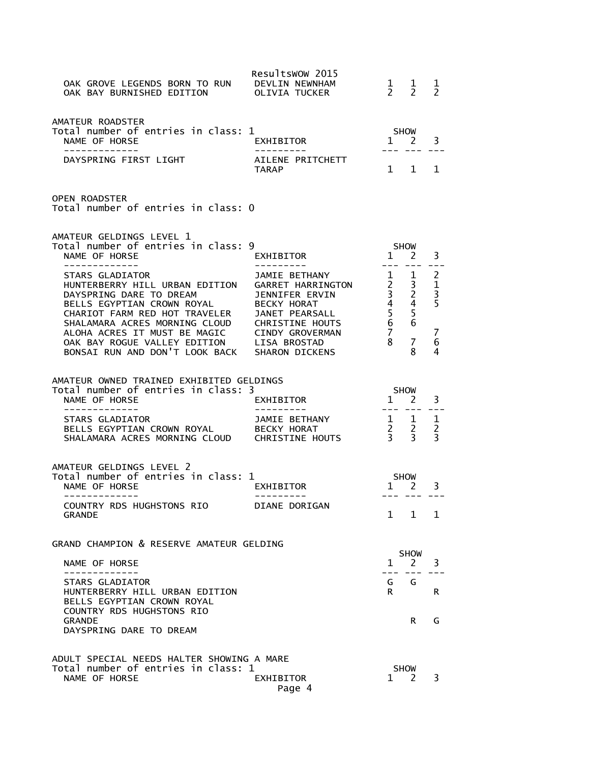| NAME OF HORSE | EXHIBITOR | SHOW 1 | SHOW 2 | SHOW 3 |
|---|---|---|---|---|
| OAK GROVE LEGENDS BORN TO RUN | DEVLIN NEWNHAM | 1 | 1 | 1 |
| OAK BAY BURNISHED EDITION | OLIVIA TUCKER | 2 | 2 | 2 |

## AMATEUR ROADSTER

Total number of entries in class: 1

| NAME OF HORSE | EXHIBITOR | SHOW 1 | SHOW 2 | SHOW 3 |
|---|---|---|---|---|
| DAYSPRING FIRST LIGHT | AILENE PRITCHETT TARAP | 1 | 1 | 1 |

## OPEN ROADSTER

Total number of entries in class: 0

## AMATEUR GELDINGS LEVEL 1

Total number of entries in class: 9

| NAME OF HORSE | EXHIBITOR | SHOW 1 | SHOW 2 | SHOW 3 |
|---|---|---|---|---|
| STARS GLADIATOR | JAMIE BETHANY | 1 | 1 | 2 |
| HUNTERBERRY HILL URBAN EDITION | GARRET HARRINGTON | 2 | 3 | 1 |
| DAYSPRING DARE TO DREAM | JENNIFER ERVIN | 3 | 2 | 3 |
| BELLS EGYPTIAN CROWN ROYAL | BECKY HORAT | 4 | 4 | 5 |
| CHARIOT FARM RED HOT TRAVELER | JANET PEARSALL | 5 | 5 | |
| SHALAMARA ACRES MORNING CLOUD | CHRISTINE HOUTS | 6 | 6 | |
| ALOHA ACRES IT MUST BE MAGIC | CINDY GROVERMAN | 7 | | 7 |
| OAK BAY ROGUE VALLEY EDITION | LISA BROSTAD | 8 | 7 | 6 |
| BONSAI RUN AND DON'T LOOK BACK | SHARON DICKENS | | 8 | 4 |

## AMATEUR OWNED TRAINED EXHIBITED GELDINGS

Total number of entries in class: 3

| NAME OF HORSE | EXHIBITOR | SHOW 1 | SHOW 2 | SHOW 3 |
|---|---|---|---|---|
| STARS GLADIATOR | JAMIE BETHANY | 1 | 1 | 1 |
| BELLS EGYPTIAN CROWN ROYAL | BECKY HORAT | 2 | 2 | 2 |
| SHALAMARA ACRES MORNING CLOUD | CHRISTINE HOUTS | 3 | 3 | 3 |

## AMATEUR GELDINGS LEVEL 2

Total number of entries in class: 1

| NAME OF HORSE | EXHIBITOR | SHOW 1 | SHOW 2 | SHOW 3 |
|---|---|---|---|---|
| COUNTRY RDS HUGHSTONS RIO GRANDE | DIANE DORIGAN | 1 | 1 | 1 |

## GRAND CHAMPION & RESERVE AMATEUR GELDING

| NAME OF HORSE | SHOW 1 | SHOW 2 | SHOW 3 |
|---|---|---|---|
| STARS GLADIATOR | G | G | |
| HUNTERBERRY HILL URBAN EDITION | R | | R |
| BELLS EGYPTIAN CROWN ROYAL | | | |
| COUNTRY RDS HUGHSTONS RIO GRANDE | | R | G |
| DAYSPRING DARE TO DREAM | | | |

## ADULT SPECIAL NEEDS HALTER SHOWING A MARE

Total number of entries in class: 1

| NAME OF HORSE | EXHIBITOR | SHOW 1 | SHOW 2 | SHOW 3 |
|---|---|---|---|---|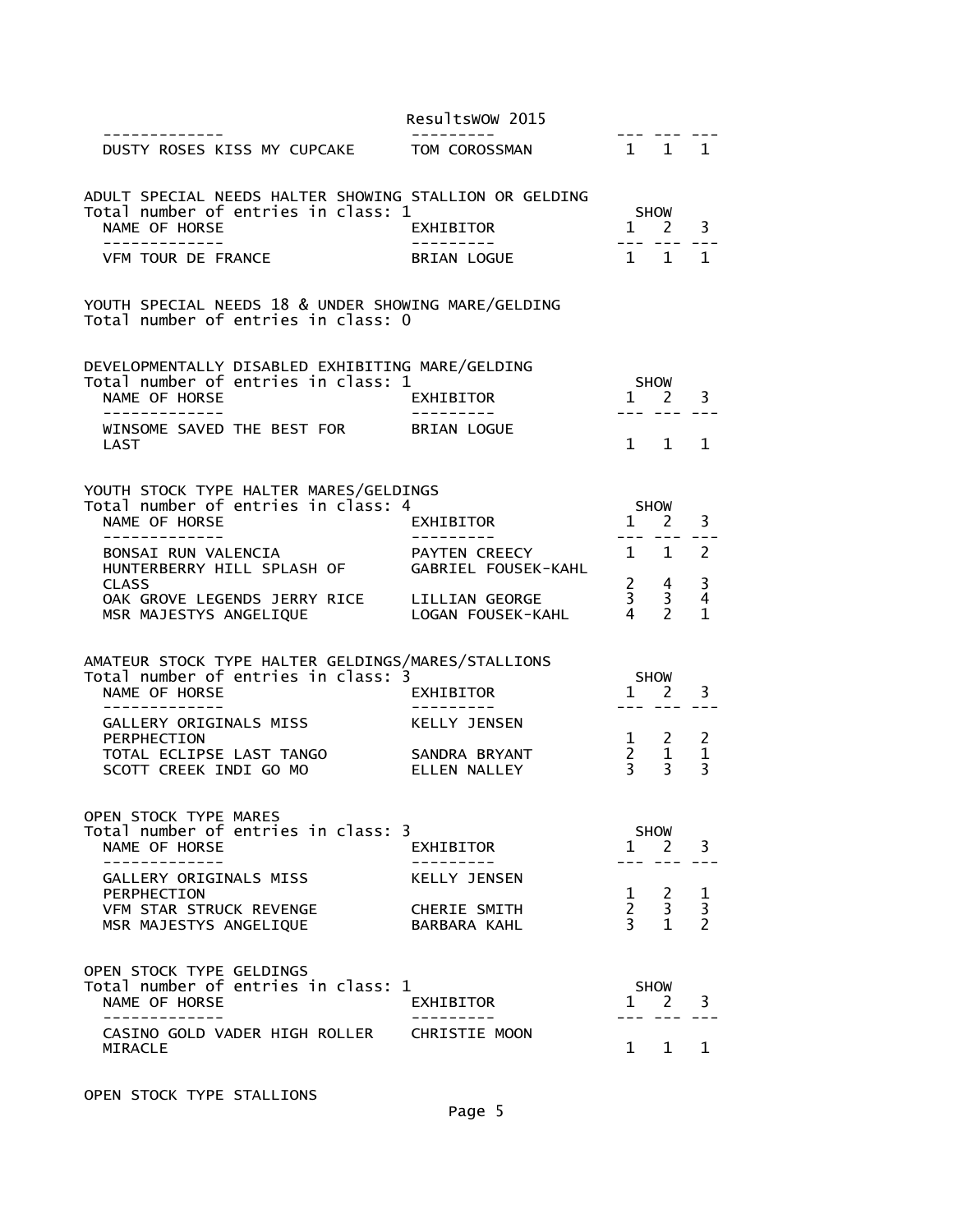| NAME OF HORSE | EXHIBITOR | SHOW 1 | 2 | 3 |
|---|---|---|---|---|
| DUSTY ROSES KISS MY CUPCAKE | TOM COROSSMAN | 1 | 1 | 1 |

ADULT SPECIAL NEEDS HALTER SHOWING STALLION OR GELDING

Total number of entries in class: 1

| NAME OF HORSE | EXHIBITOR | SHOW 1 | 2 | 3 |
|---|---|---|---|---|
| VFM TOUR DE FRANCE | BRIAN LOGUE | 1 | 1 | 1 |

YOUTH SPECIAL NEEDS 18 & UNDER SHOWING MARE/GELDING

Total number of entries in class: 0

DEVELOPMENTALLY DISABLED EXHIBITING MARE/GELDING

Total number of entries in class: 1

| NAME OF HORSE | EXHIBITOR | SHOW 1 | 2 | 3 |
|---|---|---|---|---|
| WINSOME SAVED THE BEST FOR LAST | BRIAN LOGUE | 1 | 1 | 1 |

YOUTH STOCK TYPE HALTER MARES/GELDINGS

Total number of entries in class: 4

| NAME OF HORSE | EXHIBITOR | SHOW 1 | 2 | 3 |
|---|---|---|---|---|
| BONSAI RUN VALENCIA | PAYTEN CREECY | 1 | 1 | 2 |
| HUNTERBERRY HILL SPLASH OF CLASS | GABRIEL FOUSEK-KAHL | 2 | 4 | 3 |
| OAK GROVE LEGENDS JERRY RICE | LILLIAN GEORGE | 3 | 3 | 4 |
| MSR MAJESTYS ANGELIQUE | LOGAN FOUSEK-KAHL | 4 | 2 | 1 |

AMATEUR STOCK TYPE HALTER GELDINGS/MARES/STALLIONS

Total number of entries in class: 3

| NAME OF HORSE | EXHIBITOR | SHOW 1 | 2 | 3 |
|---|---|---|---|---|
| GALLERY ORIGINALS MISS PERPHECTION | KELLY JENSEN | 1 | 2 | 2 |
| TOTAL ECLIPSE LAST TANGO | SANDRA BRYANT | 2 | 1 | 1 |
| SCOTT CREEK INDI GO MO | ELLEN NALLEY | 3 | 3 | 3 |

OPEN STOCK TYPE MARES

Total number of entries in class: 3

| NAME OF HORSE | EXHIBITOR | SHOW 1 | 2 | 3 |
|---|---|---|---|---|
| GALLERY ORIGINALS MISS PERPHECTION | KELLY JENSEN | 1 | 2 | 1 |
| VFM STAR STRUCK REVENGE | CHERIE SMITH | 2 | 3 | 3 |
| MSR MAJESTYS ANGELIQUE | BARBARA KAHL | 3 | 1 | 2 |

OPEN STOCK TYPE GELDINGS

Total number of entries in class: 1

| NAME OF HORSE | EXHIBITOR | SHOW 1 | 2 | 3 |
|---|---|---|---|---|
| CASINO GOLD VADER HIGH ROLLER MIRACLE | CHRISTIE MOON | 1 | 1 | 1 |

OPEN STOCK TYPE STALLIONS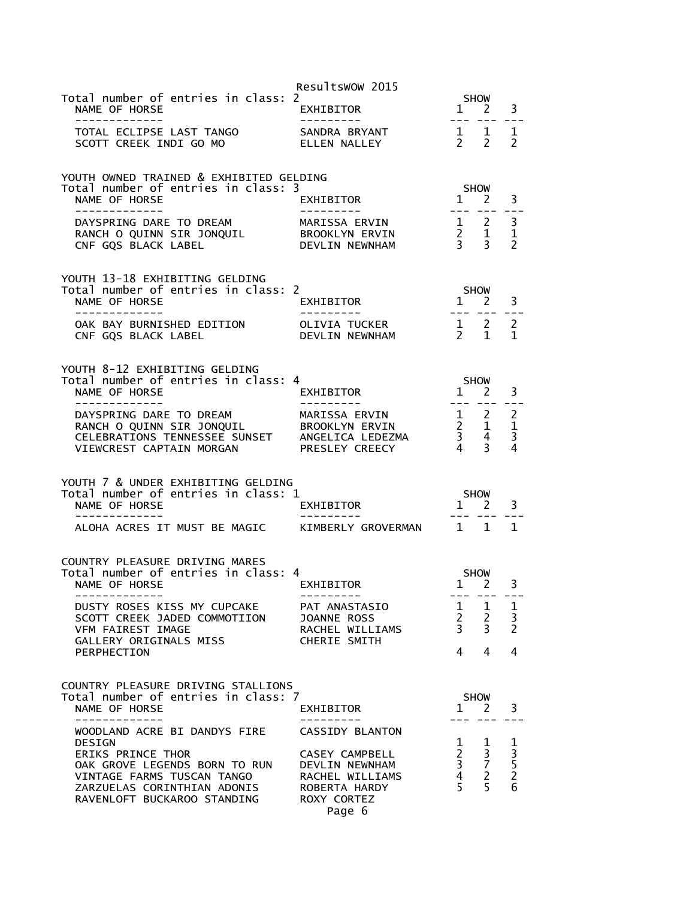Total number of entries in class: 2

| NAME OF HORSE | EXHIBITOR | SHOW 1 | SHOW 2 | SHOW 3 |
|---|---|---|---|---|
| TOTAL ECLIPSE LAST TANGO | SANDRA BRYANT | 1 | 1 | 1 |
| SCOTT CREEK INDI GO MO | ELLEN NALLEY | 2 | 2 | 2 |

## YOUTH OWNED TRAINED & EXHIBITED GELDING

Total number of entries in class: 3

| NAME OF HORSE | EXHIBITOR | SHOW 1 | SHOW 2 | SHOW 3 |
|---|---|---|---|---|
| DAYSPRING DARE TO DREAM | MARISSA ERVIN | 1 | 2 | 3 |
| RANCH O QUINN SIR JONQUIL | BROOKLYN ERVIN | 2 | 1 | 1 |
| CNF GQS BLACK LABEL | DEVLIN NEWNHAM | 3 | 3 | 2 |

## YOUTH 13-18 EXHIBITING GELDING

Total number of entries in class: 2

| NAME OF HORSE | EXHIBITOR | SHOW 1 | SHOW 2 | SHOW 3 |
|---|---|---|---|---|
| OAK BAY BURNISHED EDITION | OLIVIA TUCKER | 1 | 2 | 2 |
| CNF GQS BLACK LABEL | DEVLIN NEWNHAM | 2 | 1 | 1 |

## YOUTH 8-12 EXHIBITING GELDING

Total number of entries in class: 4

| NAME OF HORSE | EXHIBITOR | SHOW 1 | SHOW 2 | SHOW 3 |
|---|---|---|---|---|
| DAYSPRING DARE TO DREAM | MARISSA ERVIN | 1 | 2 | 2 |
| RANCH O QUINN SIR JONQUIL | BROOKLYN ERVIN | 2 | 1 | 1 |
| CELEBRATIONS TENNESSEE SUNSET | ANGELICA LEDEZMA | 3 | 4 | 3 |
| VIEWCREST CAPTAIN MORGAN | PRESLEY CREECY | 4 | 3 | 4 |

## YOUTH 7 & UNDER EXHIBITING GELDING

Total number of entries in class: 1

| NAME OF HORSE | EXHIBITOR | SHOW 1 | SHOW 2 | SHOW 3 |
|---|---|---|---|---|
| ALOHA ACRES IT MUST BE MAGIC | KIMBERLY GROVERMAN | 1 | 1 | 1 |

## COUNTRY PLEASURE DRIVING MARES

Total number of entries in class: 4

| NAME OF HORSE | EXHIBITOR | SHOW 1 | SHOW 2 | SHOW 3 |
|---|---|---|---|---|
| DUSTY ROSES KISS MY CUPCAKE | PAT ANASTASIO | 1 | 1 | 1 |
| SCOTT CREEK JADED COMMOTIION | JOANNE ROSS | 2 | 2 | 3 |
| VFM FAIREST IMAGE | RACHEL WILLIAMS | 3 | 3 | 2 |
| GALLERY ORIGINALS MISS PERPHECTION | CHERIE SMITH | 4 | 4 | 4 |

## COUNTRY PLEASURE DRIVING STALLIONS

Total number of entries in class: 7

| NAME OF HORSE | EXHIBITOR | SHOW 1 | SHOW 2 | SHOW 3 |
|---|---|---|---|---|
| WOODLAND ACRE BI DANDYS FIRE DESIGN | CASSIDY BLANTON | 1 | 1 | 1 |
| ERIKS PRINCE THOR | CASEY CAMPBELL | 2 | 3 | 3 |
| OAK GROVE LEGENDS BORN TO RUN | DEVLIN NEWNHAM | 3 | 7 | 5 |
| VINTAGE FARMS TUSCAN TANGO | RACHEL WILLIAMS | 4 | 2 | 2 |
| ZARZUELAS CORINTHIAN ADONIS | ROBERTA HARDY | 5 | 5 | 6 |
| RAVENLOFT BUCKAROO STANDING | ROXY CORTEZ | | | |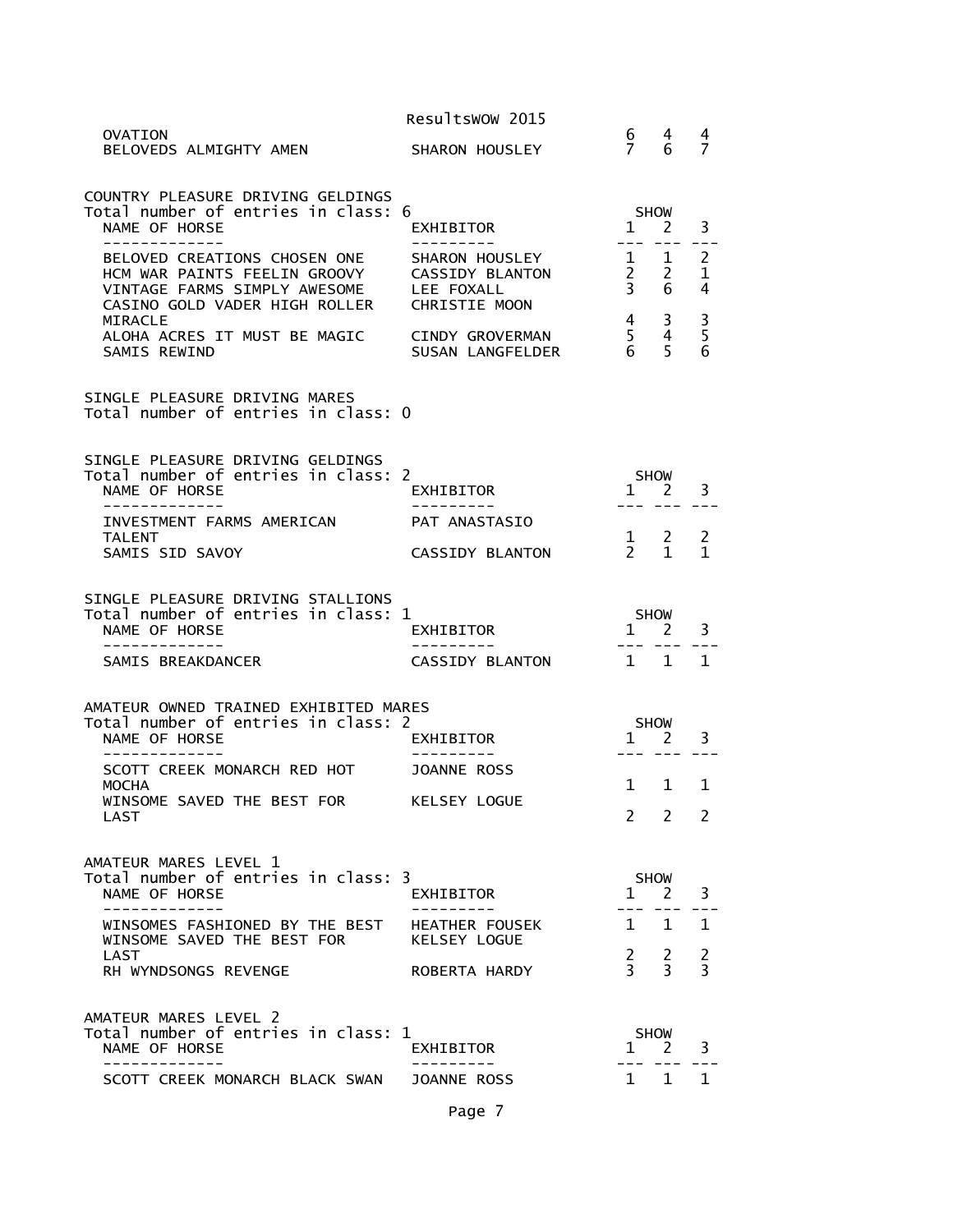| | | | | |
|---|---|---|---|---|
| OVATION | | 6 | 4 | 4 |
| BELOVEDS ALMIGHTY AMEN | SHARON HOUSLEY | 7 | 6 | 7 |

COUNTRY PLEASURE DRIVING GELDINGS
Total number of entries in class: 6

| NAME OF HORSE | EXHIBITOR | SHOW 1 | 2 | 3 |
|---|---|---|---|---|
| BELOVED CREATIONS CHOSEN ONE | SHARON HOUSLEY | 1 | 1 | 2 |
| HCM WAR PAINTS FEELIN GROOVY | CASSIDY BLANTON | 2 | 2 | 1 |
| VINTAGE FARMS SIMPLY AWESOME | LEE FOXALL | 3 | 6 | 4 |
| CASINO GOLD VADER HIGH ROLLER MIRACLE | CHRISTIE MOON | 4 | 3 | 3 |
| ALOHA ACRES IT MUST BE MAGIC | CINDY GROVERMAN | 5 | 4 | 5 |
| SAMIS REWIND | SUSAN LANGFELDER | 6 | 5 | 6 |

SINGLE PLEASURE DRIVING MARES
Total number of entries in class: 0

SINGLE PLEASURE DRIVING GELDINGS
Total number of entries in class: 2

| NAME OF HORSE | EXHIBITOR | SHOW 1 | 2 | 3 |
|---|---|---|---|---|
| INVESTMENT FARMS AMERICAN TALENT | PAT ANASTASIO | 1 | 2 | 2 |
| SAMIS SID SAVOY | CASSIDY BLANTON | 2 | 1 | 1 |

SINGLE PLEASURE DRIVING STALLIONS
Total number of entries in class: 1

| NAME OF HORSE | EXHIBITOR | SHOW 1 | 2 | 3 |
|---|---|---|---|---|
| SAMIS BREAKDANCER | CASSIDY BLANTON | 1 | 1 | 1 |

AMATEUR OWNED TRAINED EXHIBITED MARES
Total number of entries in class: 2

| NAME OF HORSE | EXHIBITOR | SHOW 1 | 2 | 3 |
|---|---|---|---|---|
| SCOTT CREEK MONARCH RED HOT MOCHA | JOANNE ROSS | 1 | 1 | 1 |
| WINSOME SAVED THE BEST FOR LAST | KELSEY LOGUE | 2 | 2 | 2 |

AMATEUR MARES LEVEL 1
Total number of entries in class: 3

| NAME OF HORSE | EXHIBITOR | SHOW 1 | 2 | 3 |
|---|---|---|---|---|
| WINSOMES FASHIONED BY THE BEST | HEATHER FOUSEK | 1 | 1 | 1 |
| WINSOME SAVED THE BEST FOR LAST | KELSEY LOGUE | 2 | 2 | 2 |
| RH WYNDSONGS REVENGE | ROBERTA HARDY | 3 | 3 | 3 |

AMATEUR MARES LEVEL 2
Total number of entries in class: 1

| NAME OF HORSE | EXHIBITOR | SHOW 1 | 2 | 3 |
|---|---|---|---|---|
| SCOTT CREEK MONARCH BLACK SWAN | JOANNE ROSS | 1 | 1 | 1 |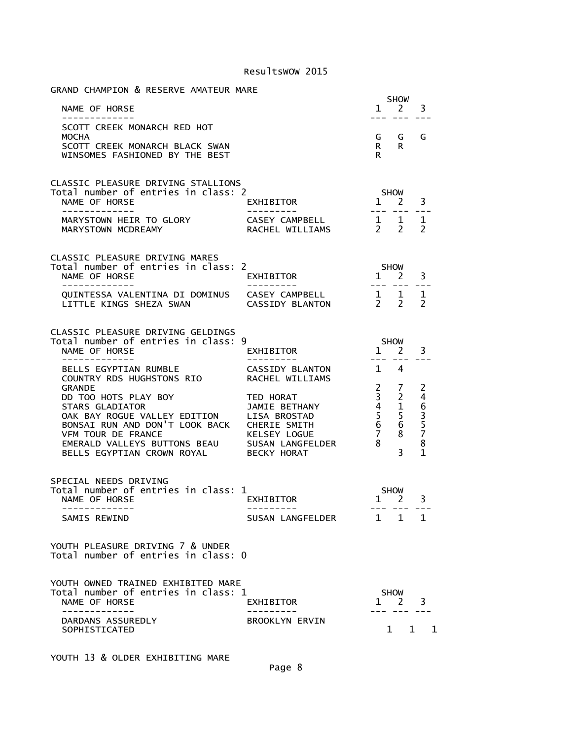## GRAND CHAMPION & RESERVE AMATEUR MARE

| NAME OF HORSE | SHOW 1 | SHOW 2 | SHOW 3 |
|---|---|---|---|
| SCOTT CREEK MONARCH RED HOT MOCHA | G | G | G |
| SCOTT CREEK MONARCH BLACK SWAN | R | R | |
| WINSOMES FASHIONED BY THE BEST | R | | |

## CLASSIC PLEASURE DRIVING STALLIONS

Total number of entries in class: 2

| NAME OF HORSE | EXHIBITOR | SHOW 1 | SHOW 2 | SHOW 3 |
|---|---|---|---|---|
| MARYSTOWN HEIR TO GLORY | CASEY CAMPBELL | 1 | 1 | 1 |
| MARYSTOWN MCDREAMY | RACHEL WILLIAMS | 2 | 2 | 2 |

## CLASSIC PLEASURE DRIVING MARES

Total number of entries in class: 2

| NAME OF HORSE | EXHIBITOR | SHOW 1 | SHOW 2 | SHOW 3 |
|---|---|---|---|---|
| QUINTESSA VALENTINA DI DOMINUS | CASEY CAMPBELL | 1 | 1 | 1 |
| LITTLE KINGS SHEZA SWAN | CASSIDY BLANTON | 2 | 2 | 2 |

## CLASSIC PLEASURE DRIVING GELDINGS

Total number of entries in class: 9

| NAME OF HORSE | EXHIBITOR | SHOW 1 | SHOW 2 | SHOW 3 |
|---|---|---|---|---|
| BELLS EGYPTIAN RUMBLE | CASSIDY BLANTON | 1 | 4 | |
| COUNTRY RDS HUGHSTONS RIO GRANDE | RACHEL WILLIAMS | 2 | 7 | 2 |
| DD TOO HOTS PLAY BOY | TED HORAT | 3 | 2 | 4 |
| STARS GLADIATOR | JAMIE BETHANY | 4 | 1 | 6 |
| OAK BAY ROGUE VALLEY EDITION | LISA BROSTAD | 5 | 5 | 3 |
| BONSAI RUN AND DON'T LOOK BACK | CHERIE SMITH | 6 | 6 | 5 |
| VFM TOUR DE FRANCE | KELSEY LOGUE | 7 | 8 | 7 |
| EMERALD VALLEYS BUTTONS BEAU | SUSAN LANGFELDER | 8 | | 8 |
| BELLS EGYPTIAN CROWN ROYAL | BECKY HORAT | | 3 | 1 |

## SPECIAL NEEDS DRIVING

Total number of entries in class: 1

| NAME OF HORSE | EXHIBITOR | SHOW 1 | SHOW 2 | SHOW 3 |
|---|---|---|---|---|
| SAMIS REWIND | SUSAN LANGFELDER | 1 | 1 | 1 |

## YOUTH PLEASURE DRIVING 7 & UNDER

Total number of entries in class: 0

## YOUTH OWNED TRAINED EXHIBITED MARE

Total number of entries in class: 1

| NAME OF HORSE | EXHIBITOR | SHOW 1 | SHOW 2 | SHOW 3 |
|---|---|---|---|---|
| DARDANS ASSUREDLY SOPHISTICATED | BROOKLYN ERVIN | 1 | 1 | 1 |

## YOUTH 13 & OLDER EXHIBITING MARE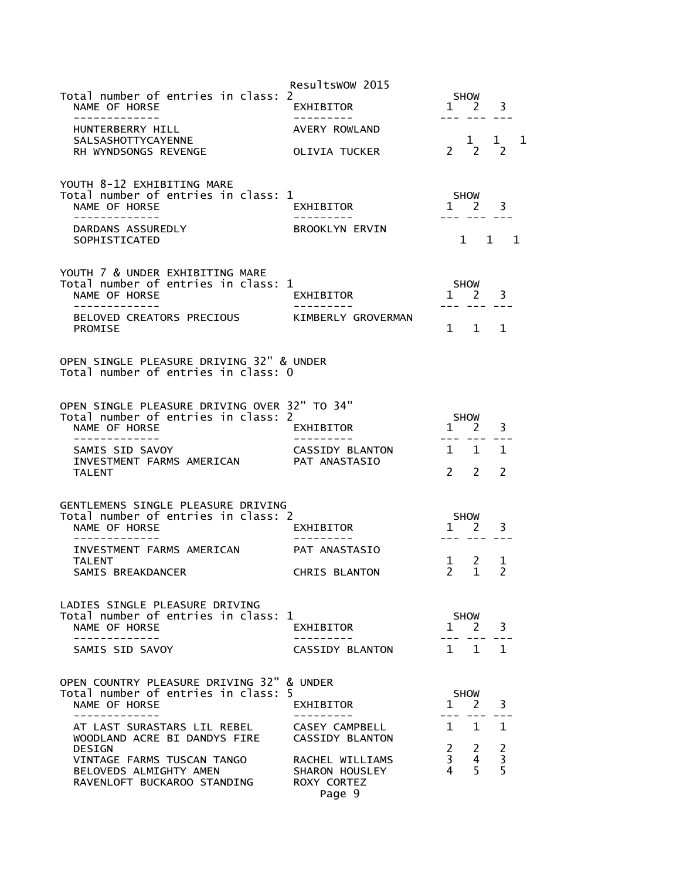Total number of entries in class: 2

| NAME OF HORSE | EXHIBITOR | SHOW 1 | 2 | 3 |
|---|---|---|---|---|
| HUNTERBERRY HILL SALSASHOTTYCAYENNE | AVERY ROWLAND | 1 | 1 | 1 |
| RH WYNDSONGS REVENGE | OLIVIA TUCKER | 2 | 2 | 2 |

YOUTH 8-12 EXHIBITING MARE
Total number of entries in class: 1

| NAME OF HORSE | EXHIBITOR | SHOW 1 | 2 | 3 |
|---|---|---|---|---|
| DARDANS ASSUREDLY SOPHISTICATED | BROOKLYN ERVIN | 1 | 1 | 1 |

YOUTH 7 & UNDER EXHIBITING MARE
Total number of entries in class: 1

| NAME OF HORSE | EXHIBITOR | SHOW 1 | 2 | 3 |
|---|---|---|---|---|
| BELOVED CREATORS PRECIOUS PROMISE | KIMBERLY GROVERMAN | 1 | 1 | 1 |

OPEN SINGLE PLEASURE DRIVING 32" & UNDER
Total number of entries in class: 0

OPEN SINGLE PLEASURE DRIVING OVER 32" TO 34"
Total number of entries in class: 2

| NAME OF HORSE | EXHIBITOR | SHOW 1 | 2 | 3 |
|---|---|---|---|---|
| SAMIS SID SAVOY | CASSIDY BLANTON | 1 | 1 | 1 |
| INVESTMENT FARMS AMERICAN TALENT | PAT ANASTASIO | 2 | 2 | 2 |

GENTLEMENS SINGLE PLEASURE DRIVING
Total number of entries in class: 2

| NAME OF HORSE | EXHIBITOR | SHOW 1 | 2 | 3 |
|---|---|---|---|---|
| INVESTMENT FARMS AMERICAN TALENT | PAT ANASTASIO | 1 | 2 | 1 |
| SAMIS BREAKDANCER | CHRIS BLANTON | 2 | 1 | 2 |

LADIES SINGLE PLEASURE DRIVING
Total number of entries in class: 1

| NAME OF HORSE | EXHIBITOR | SHOW 1 | 2 | 3 |
|---|---|---|---|---|
| SAMIS SID SAVOY | CASSIDY BLANTON | 1 | 1 | 1 |

OPEN COUNTRY PLEASURE DRIVING 32" & UNDER
Total number of entries in class: 5

| NAME OF HORSE | EXHIBITOR | SHOW 1 | 2 | 3 |
|---|---|---|---|---|
| AT LAST SURASTARS LIL REBEL | CASEY CAMPBELL | 1 | 1 | 1 |
| WOODLAND ACRE BI DANDYS FIRE DESIGN | CASSIDY BLANTON | 2 | 2 | 2 |
| VINTAGE FARMS TUSCAN TANGO | RACHEL WILLIAMS | 3 | 4 | 3 |
| BELOVEDS ALMIGHTY AMEN | SHARON HOUSLEY | 4 | 5 | 5 |
| RAVENLOFT BUCKAROO STANDING | ROXY CORTEZ | | | |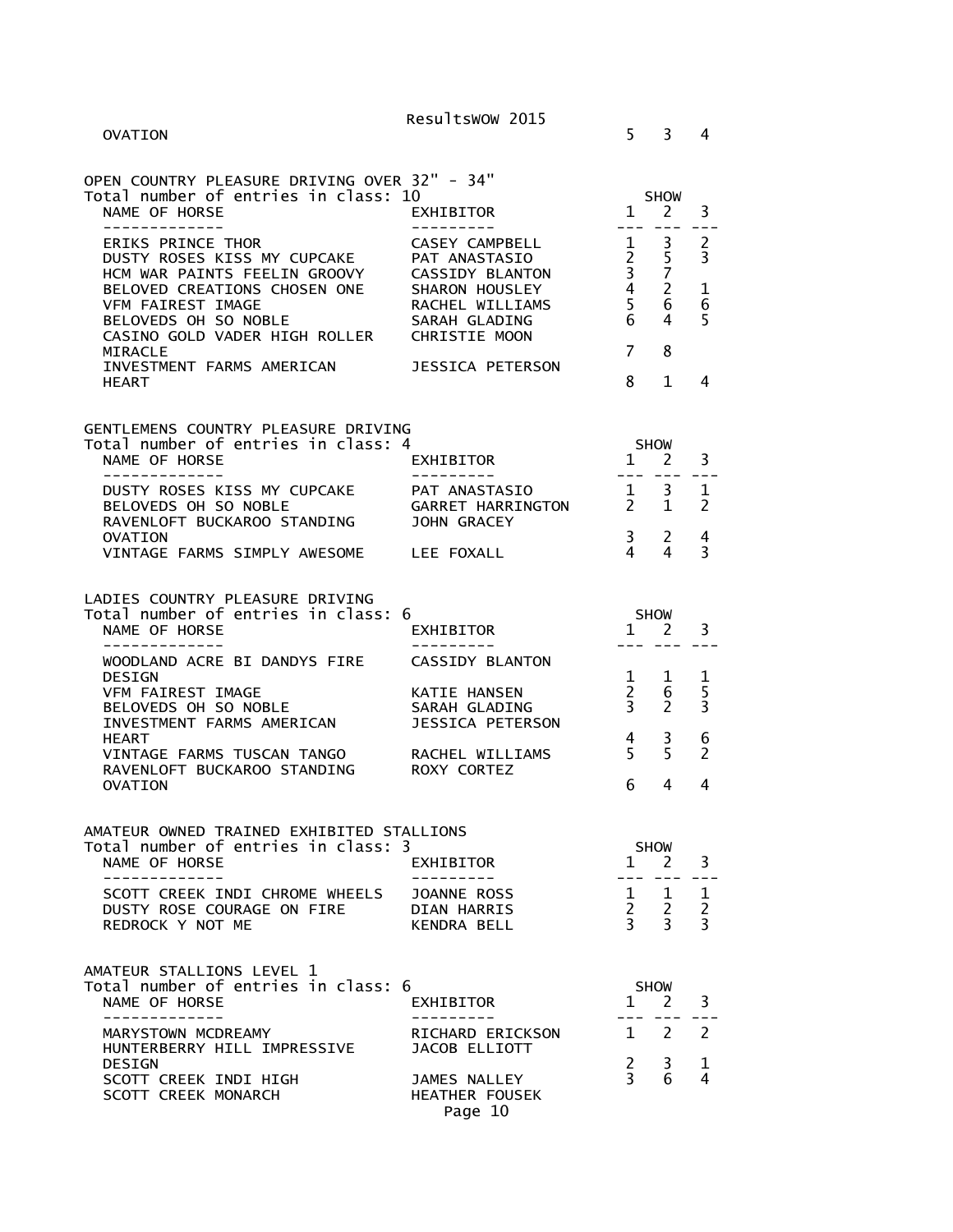| | | | | |
|---|---|---|---|---|
| OVATION | | 5 | 3 | 4 |

## OPEN COUNTRY PLEASURE DRIVING OVER 32" - 34"

Total number of entries in class: 10

| NAME OF HORSE | EXHIBITOR | SHOW 1 | 2 | 3 |
|---|---|---|---|---|
| ERIKS PRINCE THOR | CASEY CAMPBELL | 1 | 3 | 2 |
| DUSTY ROSES KISS MY CUPCAKE | PAT ANASTASIO | 2 | 5 | 3 |
| HCM WAR PAINTS FEELIN GROOVY | CASSIDY BLANTON | 3 | 7 | |
| BELOVED CREATIONS CHOSEN ONE | SHARON HOUSLEY | 4 | 2 | 1 |
| VFM FAIREST IMAGE | RACHEL WILLIAMS | 5 | 6 | 6 |
| BELOVEDS OH SO NOBLE | SARAH GLADING | 6 | 4 | 5 |
| CASINO GOLD VADER HIGH ROLLER MIRACLE | CHRISTIE MOON | 7 | 8 | |
| INVESTMENT FARMS AMERICAN HEART | JESSICA PETERSON | 8 | 1 | 4 |

## GENTLEMENS COUNTRY PLEASURE DRIVING

Total number of entries in class: 4

| NAME OF HORSE | EXHIBITOR | SHOW 1 | 2 | 3 |
|---|---|---|---|---|
| DUSTY ROSES KISS MY CUPCAKE | PAT ANASTASIO | 1 | 3 | 1 |
| BELOVEDS OH SO NOBLE | GARRET HARRINGTON | 2 | 1 | 2 |
| RAVENLOFT BUCKAROO STANDING OVATION | JOHN GRACEY | 3 | 2 | 4 |
| VINTAGE FARMS SIMPLY AWESOME | LEE FOXALL | 4 | 4 | 3 |

## LADIES COUNTRY PLEASURE DRIVING

Total number of entries in class: 6

| NAME OF HORSE | EXHIBITOR | SHOW 1 | 2 | 3 |
|---|---|---|---|---|
| WOODLAND ACRE BI DANDYS FIRE DESIGN | CASSIDY BLANTON | 1 | 1 | 1 |
| VFM FAIREST IMAGE | KATIE HANSEN | 2 | 6 | 5 |
| BELOVEDS OH SO NOBLE | SARAH GLADING | 3 | 2 | 3 |
| INVESTMENT FARMS AMERICAN HEART | JESSICA PETERSON | 4 | 3 | 6 |
| VINTAGE FARMS TUSCAN TANGO | RACHEL WILLIAMS | 5 | 5 | 2 |
| RAVENLOFT BUCKAROO STANDING OVATION | ROXY CORTEZ | 6 | 4 | 4 |

## AMATEUR OWNED TRAINED EXHIBITED STALLIONS

Total number of entries in class: 3

| NAME OF HORSE | EXHIBITOR | SHOW 1 | 2 | 3 |
|---|---|---|---|---|
| SCOTT CREEK INDI CHROME WHEELS | JOANNE ROSS | 1 | 1 | 1 |
| DUSTY ROSE COURAGE ON FIRE | DIAN HARRIS | 2 | 2 | 2 |
| REDROCK Y NOT ME | KENDRA BELL | 3 | 3 | 3 |

## AMATEUR STALLIONS LEVEL 1

Total number of entries in class: 6

| NAME OF HORSE | EXHIBITOR | SHOW 1 | 2 | 3 |
|---|---|---|---|---|
| MARYSTOWN MCDREAMY | RICHARD ERICKSON | 1 | 2 | 2 |
| HUNTERBERRY HILL IMPRESSIVE DESIGN | JACOB ELLIOTT | 2 | 3 | 1 |
| SCOTT CREEK INDI HIGH | JAMES NALLEY | 3 | 6 | 4 |
| SCOTT CREEK MONARCH | HEATHER FOUSEK | | | |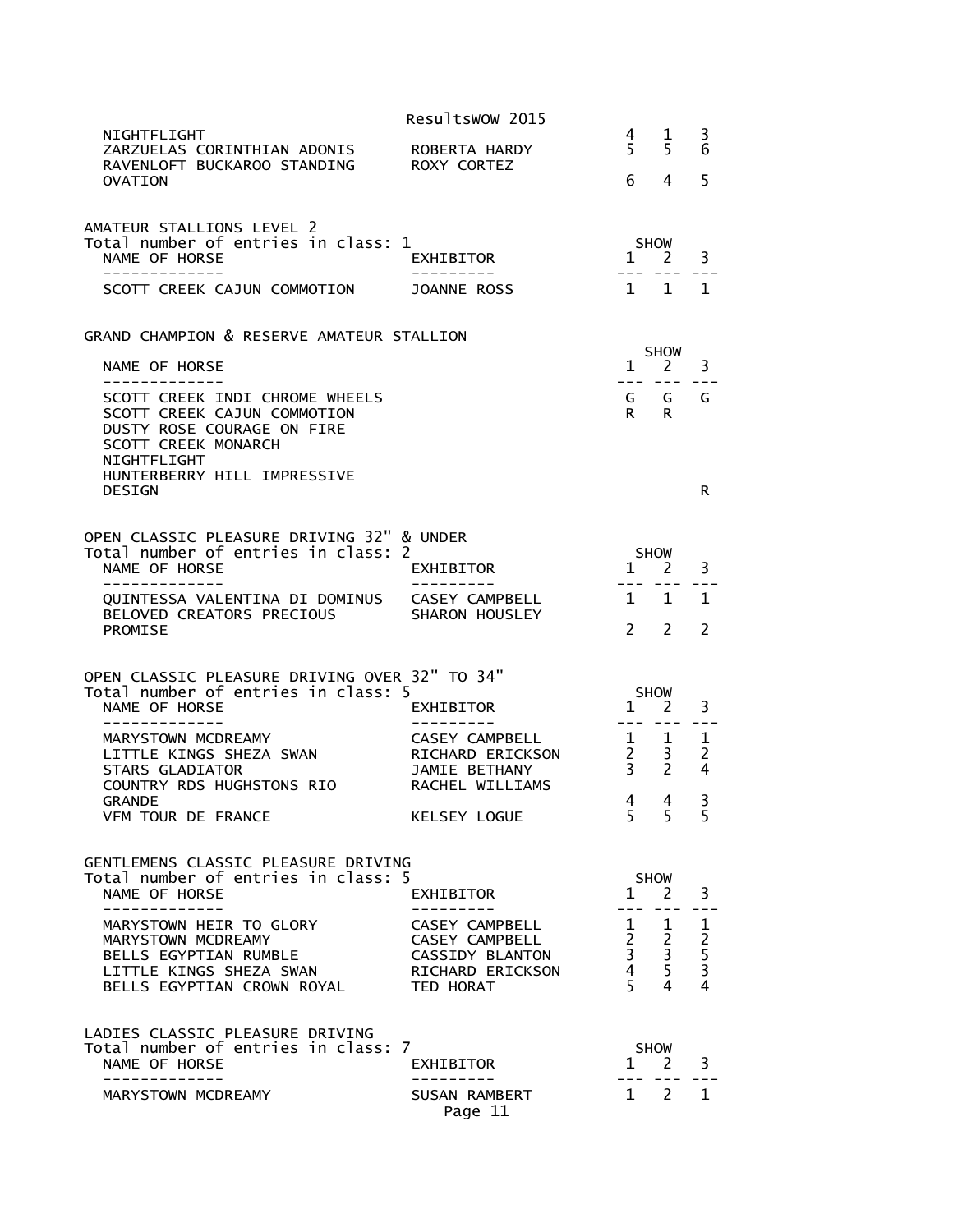| NAME OF HORSE | EXHIBITOR | 1 | 2 | 3 |
|---|---|---|---|---|
| NIGHTFLIGHT | | 4 | 1 | 3 |
| ZARZUELAS CORINTHIAN ADONIS | ROBERTA HARDY | 5 | 5 | 6 |
| RAVENLOFT BUCKAROO STANDING OVATION | ROXY CORTEZ | 6 | 4 | 5 |

## AMATEUR STALLIONS LEVEL 2

Total number of entries in class: 1

| NAME OF HORSE | EXHIBITOR | SHOW 1 | 2 | 3 |
|---|---|---|---|---|
| SCOTT CREEK CAJUN COMMOTION | JOANNE ROSS | 1 | 1 | 1 |

## GRAND CHAMPION & RESERVE AMATEUR STALLION

| NAME OF HORSE | SHOW 1 | 2 | 3 |
|---|---|---|---|
| SCOTT CREEK INDI CHROME WHEELS | G | G | G |
| SCOTT CREEK CAJUN COMMOTION | R | R | |
| DUSTY ROSE COURAGE ON FIRE | | | |
| SCOTT CREEK MONARCH | | | |
| NIGHTFLIGHT | | | |
| HUNTERBERRY HILL IMPRESSIVE DESIGN | | | R |

## OPEN CLASSIC PLEASURE DRIVING 32" & UNDER

Total number of entries in class: 2

| NAME OF HORSE | EXHIBITOR | SHOW 1 | 2 | 3 |
|---|---|---|---|---|
| QUINTESSA VALENTINA DI DOMINUS | CASEY CAMPBELL | 1 | 1 | 1 |
| BELOVED CREATORS PRECIOUS PROMISE | SHARON HOUSLEY | 2 | 2 | 2 |

## OPEN CLASSIC PLEASURE DRIVING OVER 32" TO 34"

Total number of entries in class: 5

| NAME OF HORSE | EXHIBITOR | SHOW 1 | 2 | 3 |
|---|---|---|---|---|
| MARYSTOWN MCDREAMY | CASEY CAMPBELL | 1 | 1 | 1 |
| LITTLE KINGS SHEZA SWAN | RICHARD ERICKSON | 2 | 3 | 2 |
| STARS GLADIATOR | JAMIE BETHANY | 3 | 2 | 4 |
| COUNTRY RDS HUGHSTONS RIO GRANDE | RACHEL WILLIAMS | 4 | 4 | 3 |
| VFM TOUR DE FRANCE | KELSEY LOGUE | 5 | 5 | 5 |

## GENTLEMENS CLASSIC PLEASURE DRIVING

Total number of entries in class: 5

| NAME OF HORSE | EXHIBITOR | SHOW 1 | 2 | 3 |
|---|---|---|---|---|
| MARYSTOWN HEIR TO GLORY | CASEY CAMPBELL | 1 | 1 | 1 |
| MARYSTOWN MCDREAMY | CASEY CAMPBELL | 2 | 2 | 2 |
| BELLS EGYPTIAN RUMBLE | CASSIDY BLANTON | 3 | 3 | 5 |
| LITTLE KINGS SHEZA SWAN | RICHARD ERICKSON | 4 | 5 | 3 |
| BELLS EGYPTIAN CROWN ROYAL | TED HORAT | 5 | 4 | 4 |

## LADIES CLASSIC PLEASURE DRIVING

Total number of entries in class: 7

| NAME OF HORSE | EXHIBITOR | SHOW 1 | 2 | 3 |
|---|---|---|---|---|
| MARYSTOWN MCDREAMY | SUSAN RAMBERT | 1 | 2 | 1 |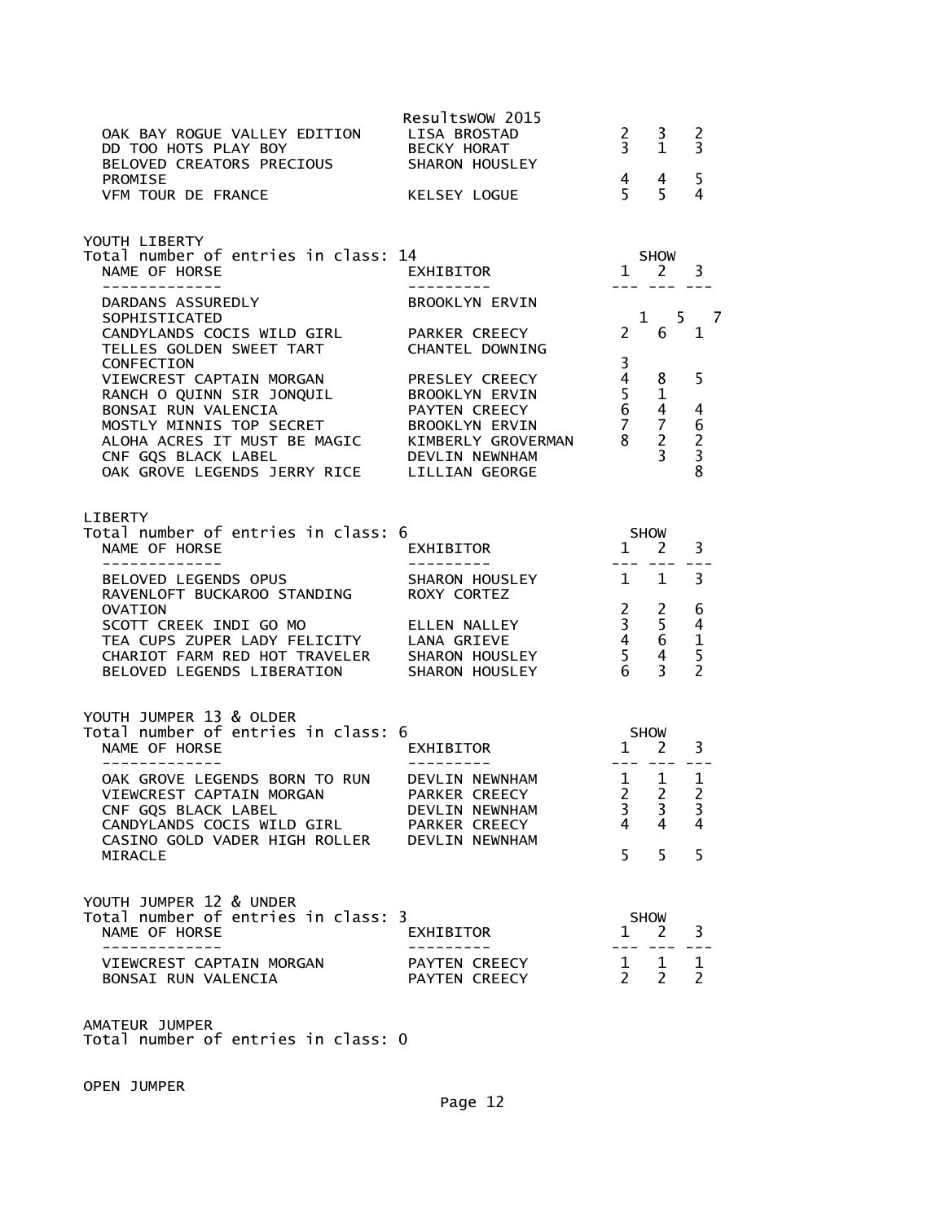| NAME OF HORSE | EXHIBITOR | 1 | 2 | 3 |
|---|---|---|---|---|
| OAK BAY ROGUE VALLEY EDITION | LISA BROSTAD | 2 | 3 | 2 |
| DD TOO HOTS PLAY BOY | BECKY HORAT | 3 | 1 | 3 |
| BELOVED CREATORS PRECIOUS PROMISE | SHARON HOUSLEY | 4 | 4 | 5 |
| VFM TOUR DE FRANCE | KELSEY LOGUE | 5 | 5 | 4 |

## YOUTH LIBERTY

Total number of entries in class: 14

| NAME OF HORSE | EXHIBITOR | SHOW 1 | SHOW 2 | SHOW 3 |
|---|---|---|---|---|
| DARDANS ASSUREDLY SOPHISTICATED | BROOKLYN ERVIN | 1 | 5 | 7 |
| CANDYLANDS COCIS WILD GIRL | PARKER CREECY | 2 | 6 | 1 |
| TELLES GOLDEN SWEET TART CONFECTION | CHANTEL DOWNING | 3 | | |
| VIEWCREST CAPTAIN MORGAN | PRESLEY CREECY | 4 | 8 | 5 |
| RANCH O QUINN SIR JONQUIL | BROOKLYN ERVIN | 5 | 1 | |
| BONSAI RUN VALENCIA | PAYTEN CREECY | 6 | 4 | 4 |
| MOSTLY MINNIS TOP SECRET | BROOKLYN ERVIN | 7 | 7 | 6 |
| ALOHA ACRES IT MUST BE MAGIC | KIMBERLY GROVERMAN | 8 | 2 | 2 |
| CNF GQS BLACK LABEL | DEVLIN NEWNHAM | | 3 | 3 |
| OAK GROVE LEGENDS JERRY RICE | LILLIAN GEORGE | | | 8 |

## LIBERTY

Total number of entries in class: 6

| NAME OF HORSE | EXHIBITOR | SHOW 1 | SHOW 2 | SHOW 3 |
|---|---|---|---|---|
| BELOVED LEGENDS OPUS | SHARON HOUSLEY | 1 | 1 | 3 |
| RAVENLOFT BUCKAROO STANDING OVATION | ROXY CORTEZ | 2 | 2 | 6 |
| SCOTT CREEK INDI GO MO | ELLEN NALLEY | 3 | 5 | 4 |
| TEA CUPS ZUPER LADY FELICITY | LANA GRIEVE | 4 | 6 | 1 |
| CHARIOT FARM RED HOT TRAVELER | SHARON HOUSLEY | 5 | 4 | 5 |
| BELOVED LEGENDS LIBERATION | SHARON HOUSLEY | 6 | 3 | 2 |

## YOUTH JUMPER 13 & OLDER

Total number of entries in class: 6

| NAME OF HORSE | EXHIBITOR | SHOW 1 | SHOW 2 | SHOW 3 |
|---|---|---|---|---|
| OAK GROVE LEGENDS BORN TO RUN | DEVLIN NEWNHAM | 1 | 1 | 1 |
| VIEWCREST CAPTAIN MORGAN | PARKER CREECY | 2 | 2 | 2 |
| CNF GQS BLACK LABEL | DEVLIN NEWNHAM | 3 | 3 | 3 |
| CANDYLANDS COCIS WILD GIRL | PARKER CREECY | 4 | 4 | 4 |
| CASINO GOLD VADER HIGH ROLLER MIRACLE | DEVLIN NEWNHAM | 5 | 5 | 5 |

## YOUTH JUMPER 12 & UNDER

Total number of entries in class: 3

| NAME OF HORSE | EXHIBITOR | SHOW 1 | SHOW 2 | SHOW 3 |
|---|---|---|---|---|
| VIEWCREST CAPTAIN MORGAN | PAYTEN CREECY | 1 | 1 | 1 |
| BONSAI RUN VALENCIA | PAYTEN CREECY | 2 | 2 | 2 |

## AMATEUR JUMPER

Total number of entries in class: 0

## OPEN JUMPER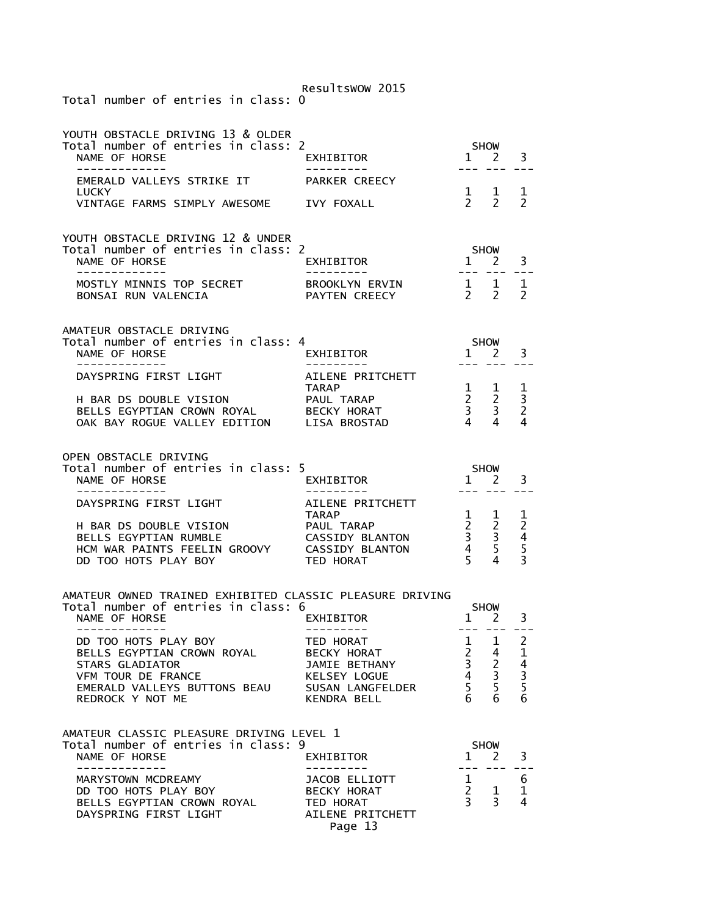Total number of entries in class: 0

## YOUTH OBSTACLE DRIVING 13 & OLDER

Total number of entries in class: 2

| NAME OF HORSE | EXHIBITOR | SHOW 1 | 2 | 3 |
|---|---|---|---|---|
| EMERALD VALLEYS STRIKE IT LUCKY | PARKER CREECY | 1 | 1 | 1 |
| VINTAGE FARMS SIMPLY AWESOME | IVY FOXALL | 2 | 2 | 2 |

## YOUTH OBSTACLE DRIVING 12 & UNDER

Total number of entries in class: 2

| NAME OF HORSE | EXHIBITOR | SHOW 1 | 2 | 3 |
|---|---|---|---|---|
| MOSTLY MINNIS TOP SECRET | BROOKLYN ERVIN | 1 | 1 | 1 |
| BONSAI RUN VALENCIA | PAYTEN CREECY | 2 | 2 | 2 |

## AMATEUR OBSTACLE DRIVING

Total number of entries in class: 4

| NAME OF HORSE | EXHIBITOR | SHOW 1 | 2 | 3 |
|---|---|---|---|---|
| DAYSPRING FIRST LIGHT | AILENE PRITCHETT TARAP | 1 | 1 | 1 |
| H BAR DS DOUBLE VISION | PAUL TARAP | 2 | 2 | 3 |
| BELLS EGYPTIAN CROWN ROYAL | BECKY HORAT | 3 | 3 | 2 |
| OAK BAY ROGUE VALLEY EDITION | LISA BROSTAD | 4 | 4 | 4 |

## OPEN OBSTACLE DRIVING

Total number of entries in class: 5

| NAME OF HORSE | EXHIBITOR | SHOW 1 | 2 | 3 |
|---|---|---|---|---|
| DAYSPRING FIRST LIGHT | AILENE PRITCHETT TARAP | 1 | 1 | 1 |
| H BAR DS DOUBLE VISION | PAUL TARAP | 2 | 2 | 2 |
| BELLS EGYPTIAN RUMBLE | CASSIDY BLANTON | 3 | 3 | 4 |
| HCM WAR PAINTS FEELIN GROOVY | CASSIDY BLANTON | 4 | 5 | 5 |
| DD TOO HOTS PLAY BOY | TED HORAT | 5 | 4 | 3 |

## AMATEUR OWNED TRAINED EXHIBITED CLASSIC PLEASURE DRIVING

Total number of entries in class: 6

| NAME OF HORSE | EXHIBITOR | SHOW 1 | 2 | 3 |
|---|---|---|---|---|
| DD TOO HOTS PLAY BOY | TED HORAT | 1 | 1 | 2 |
| BELLS EGYPTIAN CROWN ROYAL | BECKY HORAT | 2 | 4 | 1 |
| STARS GLADIATOR | JAMIE BETHANY | 3 | 2 | 4 |
| VFM TOUR DE FRANCE | KELSEY LOGUE | 4 | 3 | 3 |
| EMERALD VALLEYS BUTTONS BEAU | SUSAN LANGFELDER | 5 | 5 | 5 |
| REDROCK Y NOT ME | KENDRA BELL | 6 | 6 | 6 |

## AMATEUR CLASSIC PLEASURE DRIVING LEVEL 1

Total number of entries in class: 9

| NAME OF HORSE | EXHIBITOR | SHOW 1 | 2 | 3 |
|---|---|---|---|---|
| MARYSTOWN MCDREAMY | JACOB ELLIOTT | 1 | | 6 |
| DD TOO HOTS PLAY BOY | BECKY HORAT | 2 | 1 | 1 |
| BELLS EGYPTIAN CROWN ROYAL | TED HORAT | 3 | 3 | 4 |
| DAYSPRING FIRST LIGHT | AILENE PRITCHETT | | | |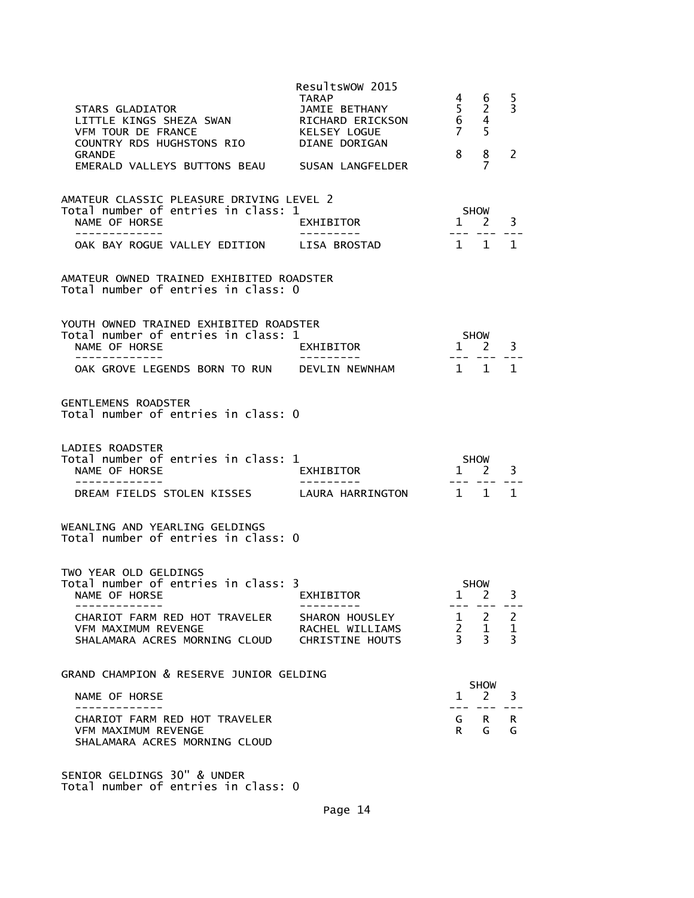| NAME OF HORSE | EXHIBITOR | 1 | 2 | 3 |
|---|---|---|---|---|
| | TARAP | 4 | 6 | 5 |
| STARS GLADIATOR | JAMIE BETHANY | 5 | 2 | 3 |
| LITTLE KINGS SHEZA SWAN | RICHARD ERICKSON | 6 | 4 | |
| VFM TOUR DE FRANCE | KELSEY LOGUE | 7 | 5 | |
| COUNTRY RDS HUGHSTONS RIO GRANDE | DIANE DORIGAN | 8 | 8 | 2 |
| EMERALD VALLEYS BUTTONS BEAU | SUSAN LANGFELDER | | 7 | |

## AMATEUR CLASSIC PLEASURE DRIVING LEVEL 2

Total number of entries in class: 1

| NAME OF HORSE | EXHIBITOR | SHOW 1 | 2 | 3 |
|---|---|---|---|---|
| OAK BAY ROGUE VALLEY EDITION | LISA BROSTAD | 1 | 1 | 1 |

## AMATEUR OWNED TRAINED EXHIBITED ROADSTER

Total number of entries in class: 0

## YOUTH OWNED TRAINED EXHIBITED ROADSTER

Total number of entries in class: 1

| NAME OF HORSE | EXHIBITOR | SHOW 1 | 2 | 3 |
|---|---|---|---|---|
| OAK GROVE LEGENDS BORN TO RUN | DEVLIN NEWNHAM | 1 | 1 | 1 |

## GENTLEMENS ROADSTER

Total number of entries in class: 0

## LADIES ROADSTER

Total number of entries in class: 1

| NAME OF HORSE | EXHIBITOR | SHOW 1 | 2 | 3 |
|---|---|---|---|---|
| DREAM FIELDS STOLEN KISSES | LAURA HARRINGTON | 1 | 1 | 1 |

## WEANLING AND YEARLING GELDINGS

Total number of entries in class: 0

## TWO YEAR OLD GELDINGS

Total number of entries in class: 3

| NAME OF HORSE | EXHIBITOR | SHOW 1 | 2 | 3 |
|---|---|---|---|---|
| CHARIOT FARM RED HOT TRAVELER | SHARON HOUSLEY | 1 | 2 | 2 |
| VFM MAXIMUM REVENGE | RACHEL WILLIAMS | 2 | 1 | 1 |
| SHALAMARA ACRES MORNING CLOUD | CHRISTINE HOUTS | 3 | 3 | 3 |

## GRAND CHAMPION & RESERVE JUNIOR GELDING

| NAME OF HORSE | SHOW 1 | 2 | 3 |
|---|---|---|---|
| CHARIOT FARM RED HOT TRAVELER | G | R | R |
| VFM MAXIMUM REVENGE | R | G | G |
| SHALAMARA ACRES MORNING CLOUD | | | |

## SENIOR GELDINGS 30" & UNDER

Total number of entries in class: 0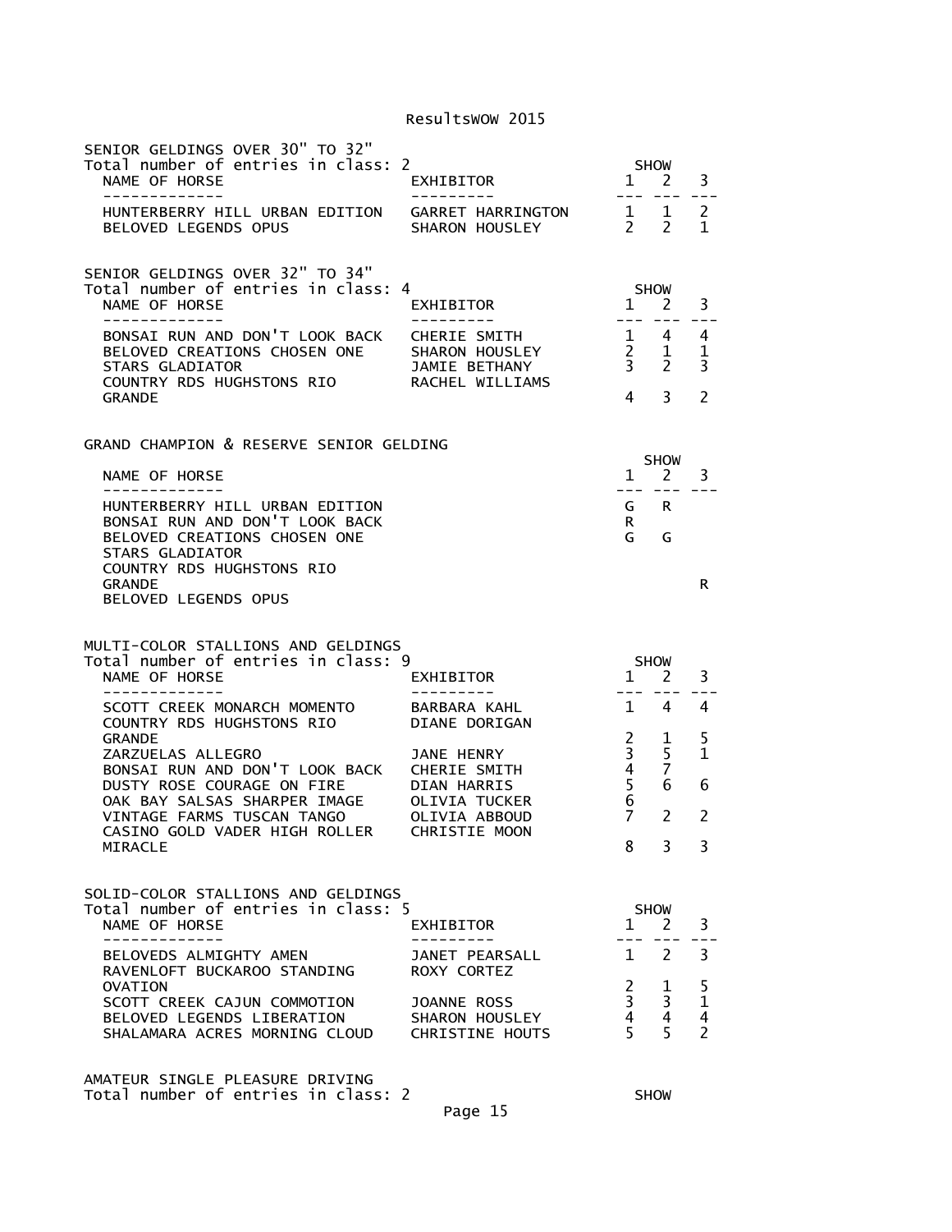ResultsWOW 2015

## SENIOR GELDINGS OVER 30" TO 32"

Total number of entries in class: 2

| NAME OF HORSE | EXHIBITOR | SHOW 1 | 2 | 3 |
|---|---|---|---|---|
| HUNTERBERRY HILL URBAN EDITION | GARRET HARRINGTON | 1 | 1 | 2 |
| BELOVED LEGENDS OPUS | SHARON HOUSLEY | 2 | 2 | 1 |

## SENIOR GELDINGS OVER 32" TO 34"

Total number of entries in class: 4

| NAME OF HORSE | EXHIBITOR | SHOW 1 | 2 | 3 |
|---|---|---|---|---|
| BONSAI RUN AND DON'T LOOK BACK | CHERIE SMITH | 1 | 4 | 4 |
| BELOVED CREATIONS CHOSEN ONE | SHARON HOUSLEY | 2 | 1 | 1 |
| STARS GLADIATOR | JAMIE BETHANY | 3 | 2 | 3 |
| COUNTRY RDS HUGHSTONS RIO GRANDE | RACHEL WILLIAMS | 4 | 3 | 2 |

## GRAND CHAMPION & RESERVE SENIOR GELDING

| NAME OF HORSE | SHOW 1 | 2 | 3 |
|---|---|---|---|
| HUNTERBERRY HILL URBAN EDITION | G | R | |
| BONSAI RUN AND DON'T LOOK BACK | R | | |
| BELOVED CREATIONS CHOSEN ONE | G | G | |
| STARS GLADIATOR | | | |
| COUNTRY RDS HUGHSTONS RIO GRANDE | | | R |
| BELOVED LEGENDS OPUS | | | |

## MULTI-COLOR STALLIONS AND GELDINGS

Total number of entries in class: 9

| NAME OF HORSE | EXHIBITOR | SHOW 1 | 2 | 3 |
|---|---|---|---|---|
| SCOTT CREEK MONARCH MOMENTO | BARBARA KAHL | 1 | 4 | 4 |
| COUNTRY RDS HUGHSTONS RIO GRANDE | DIANE DORIGAN | 2 | 1 | 5 |
| ZARZUELAS ALLEGRO | JANE HENRY | 3 | 5 | 1 |
| BONSAI RUN AND DON'T LOOK BACK | CHERIE SMITH | 4 | 7 | |
| DUSTY ROSE COURAGE ON FIRE | DIAN HARRIS | 5 | 6 | 6 |
| OAK BAY SALSAS SHARPER IMAGE | OLIVIA TUCKER | 6 | | |
| VINTAGE FARMS TUSCAN TANGO | OLIVIA ABBOUD | 7 | 2 | 2 |
| CASINO GOLD VADER HIGH ROLLER MIRACLE | CHRISTIE MOON | 8 | 3 | 3 |

## SOLID-COLOR STALLIONS AND GELDINGS

Total number of entries in class: 5

| NAME OF HORSE | EXHIBITOR | SHOW 1 | 2 | 3 |
|---|---|---|---|---|
| BELOVEDS ALMIGHTY AMEN | JANET PEARSALL | 1 | 2 | 3 |
| RAVENLOFT BUCKAROO STANDING OVATION | ROXY CORTEZ | 2 | 1 | 5 |
| SCOTT CREEK CAJUN COMMOTION | JOANNE ROSS | 3 | 3 | 1 |
| BELOVED LEGENDS LIBERATION | SHARON HOUSLEY | 4 | 4 | 4 |
| SHALAMARA ACRES MORNING CLOUD | CHRISTINE HOUTS | 5 | 5 | 2 |

## AMATEUR SINGLE PLEASURE DRIVING

Total number of entries in class: 2 SHOW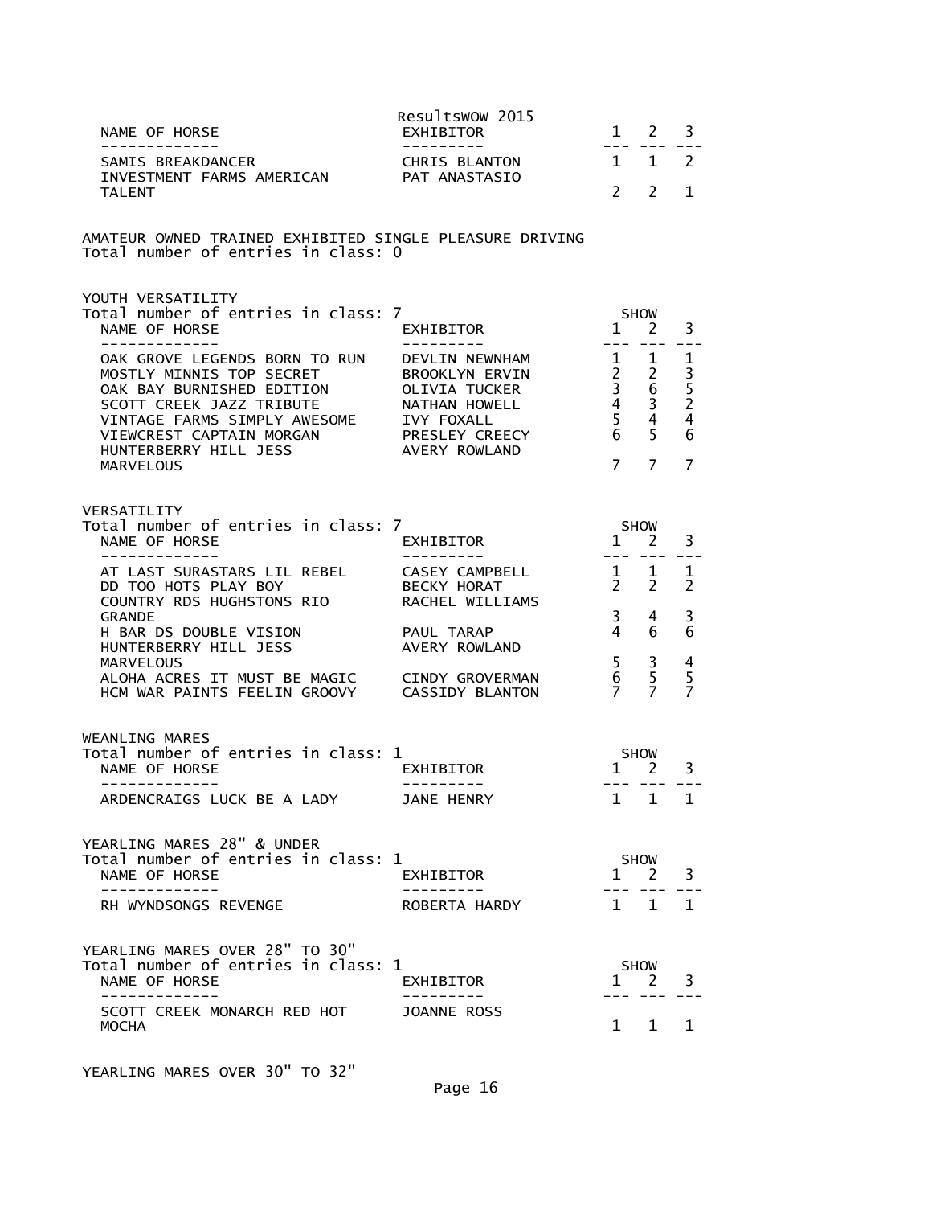| NAME OF HORSE | EXHIBITOR | 1 | 2 | 3 |
|---|---|---|---|---|
| SAMIS BREAKDANCER | CHRIS BLANTON | 1 | 1 | 2 |
| INVESTMENT FARMS AMERICAN TALENT | PAT ANASTASIO | 2 | 2 | 1 |

AMATEUR OWNED TRAINED EXHIBITED SINGLE PLEASURE DRIVING
Total number of entries in class: 0

YOUTH VERSATILITY
Total number of entries in class: 7

| NAME OF HORSE | EXHIBITOR | SHOW 1 | 2 | 3 |
|---|---|---|---|---|
| OAK GROVE LEGENDS BORN TO RUN | DEVLIN NEWNHAM | 1 | 1 | 1 |
| MOSTLY MINNIS TOP SECRET | BROOKLYN ERVIN | 2 | 2 | 3 |
| OAK BAY BURNISHED EDITION | OLIVIA TUCKER | 3 | 6 | 5 |
| SCOTT CREEK JAZZ TRIBUTE | NATHAN HOWELL | 4 | 3 | 2 |
| VINTAGE FARMS SIMPLY AWESOME | IVY FOXALL | 5 | 4 | 4 |
| VIEWCREST CAPTAIN MORGAN | PRESLEY CREECY | 6 | 5 | 6 |
| HUNTERBERRY HILL JESS MARVELOUS | AVERY ROWLAND | 7 | 7 | 7 |

VERSATILITY
Total number of entries in class: 7

| NAME OF HORSE | EXHIBITOR | SHOW 1 | 2 | 3 |
|---|---|---|---|---|
| AT LAST SURASTARS LIL REBEL | CASEY CAMPBELL | 1 | 1 | 1 |
| DD TOO HOTS PLAY BOY | BECKY HORAT | 2 | 2 | 2 |
| COUNTRY RDS HUGHSTONS RIO GRANDE | RACHEL WILLIAMS | 3 | 4 | 3 |
| H BAR DS DOUBLE VISION | PAUL TARAP | 4 | 6 | 6 |
| HUNTERBERRY HILL JESS MARVELOUS | AVERY ROWLAND | 5 | 3 | 4 |
| ALOHA ACRES IT MUST BE MAGIC | CINDY GROVERMAN | 6 | 5 | 5 |
| HCM WAR PAINTS FEELIN GROOVY | CASSIDY BLANTON | 7 | 7 | 7 |

WEANLING MARES
Total number of entries in class: 1

| NAME OF HORSE | EXHIBITOR | SHOW 1 | 2 | 3 |
|---|---|---|---|---|
| ARDENCRAIGS LUCK BE A LADY | JANE HENRY | 1 | 1 | 1 |

YEARLING MARES 28" & UNDER
Total number of entries in class: 1

| NAME OF HORSE | EXHIBITOR | SHOW 1 | 2 | 3 |
|---|---|---|---|---|
| RH WYNDSONGS REVENGE | ROBERTA HARDY | 1 | 1 | 1 |

YEARLING MARES OVER 28" TO 30"
Total number of entries in class: 1

| NAME OF HORSE | EXHIBITOR | SHOW 1 | 2 | 3 |
|---|---|---|---|---|
| SCOTT CREEK MONARCH RED HOT MOCHA | JOANNE ROSS | 1 | 1 | 1 |

YEARLING MARES OVER 30" TO 32"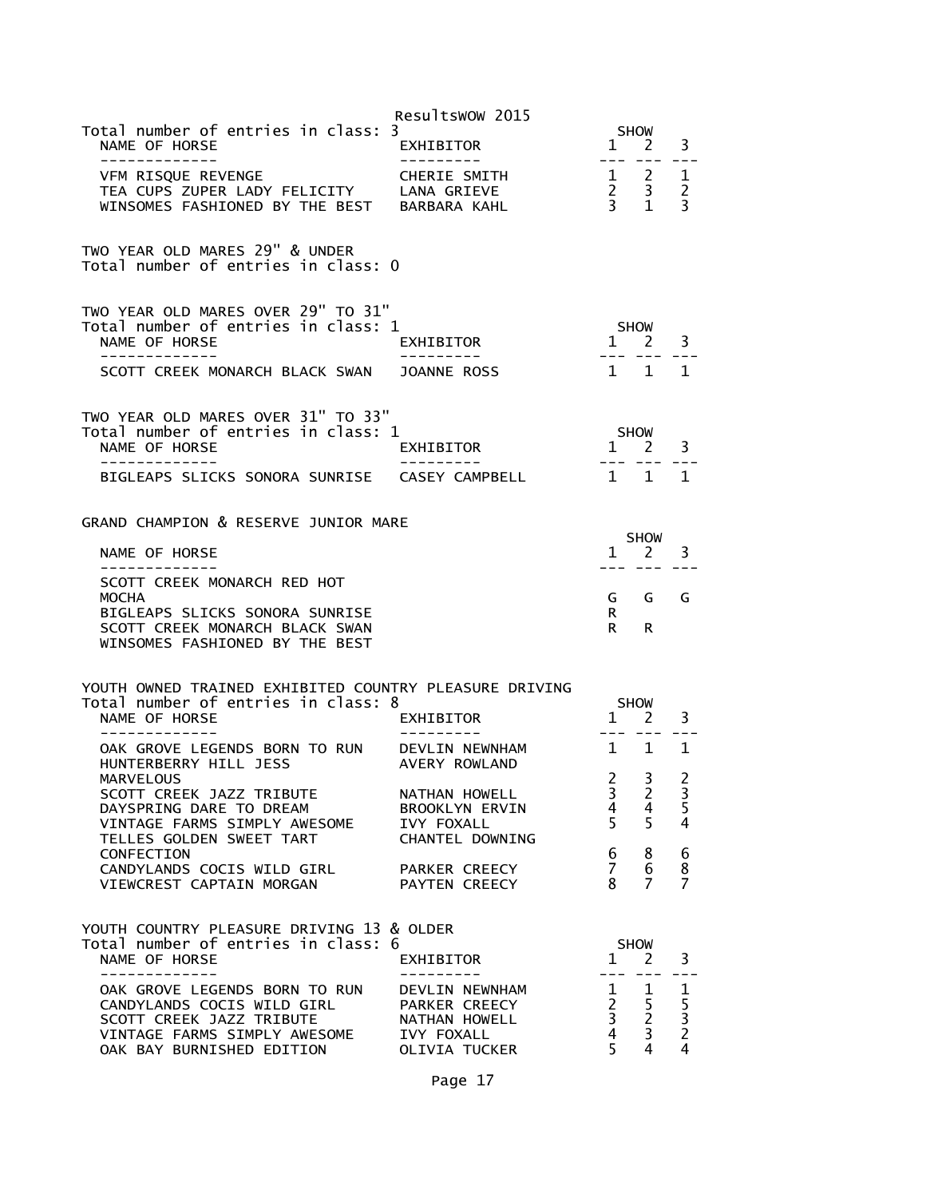ResultsWOW 2015

Total number of entries in class: 3

| NAME OF HORSE | EXHIBITOR | SHOW 1 | SHOW 2 | SHOW 3 |
|---|---|---|---|---|
| VFM RISQUE REVENGE | CHERIE SMITH | 1 | 2 | 1 |
| TEA CUPS ZUPER LADY FELICITY | LANA GRIEVE | 2 | 3 | 2 |
| WINSOMES FASHIONED BY THE BEST | BARBARA KAHL | 3 | 1 | 3 |

## TWO YEAR OLD MARES 29" & UNDER

Total number of entries in class: 0

## TWO YEAR OLD MARES OVER 29" TO 31"

Total number of entries in class: 1

| NAME OF HORSE | EXHIBITOR | SHOW 1 | SHOW 2 | SHOW 3 |
|---|---|---|---|---|
| SCOTT CREEK MONARCH BLACK SWAN | JOANNE ROSS | 1 | 1 | 1 |

## TWO YEAR OLD MARES OVER 31" TO 33"

Total number of entries in class: 1

| NAME OF HORSE | EXHIBITOR | SHOW 1 | SHOW 2 | SHOW 3 |
|---|---|---|---|---|
| BIGLEAPS SLICKS SONORA SUNRISE | CASEY CAMPBELL | 1 | 1 | 1 |

## GRAND CHAMPION & RESERVE JUNIOR MARE

| NAME OF HORSE | SHOW 1 | SHOW 2 | SHOW 3 |
|---|---|---|---|
| SCOTT CREEK MONARCH RED HOT MOCHA | G | G | G |
| BIGLEAPS SLICKS SONORA SUNRISE | R | | |
| SCOTT CREEK MONARCH BLACK SWAN | R | R | |
| WINSOMES FASHIONED BY THE BEST | | | |

## YOUTH OWNED TRAINED EXHIBITED COUNTRY PLEASURE DRIVING

Total number of entries in class: 8

| NAME OF HORSE | EXHIBITOR | SHOW 1 | SHOW 2 | SHOW 3 |
|---|---|---|---|---|
| OAK GROVE LEGENDS BORN TO RUN | DEVLIN NEWNHAM | 1 | 1 | 1 |
| HUNTERBERRY HILL JESS MARVELOUS | AVERY ROWLAND | 2 | 3 | 2 |
| SCOTT CREEK JAZZ TRIBUTE | NATHAN HOWELL | 3 | 2 | 3 |
| DAYSPRING DARE TO DREAM | BROOKLYN ERVIN | 4 | 4 | 5 |
| VINTAGE FARMS SIMPLY AWESOME | IVY FOXALL | 5 | 5 | 4 |
| TELLES GOLDEN SWEET TART CONFECTION | CHANTEL DOWNING | 6 | 8 | 6 |
| CANDYLANDS COCIS WILD GIRL | PARKER CREECY | 7 | 6 | 8 |
| VIEWCREST CAPTAIN MORGAN | PAYTEN CREECY | 8 | 7 | 7 |

## YOUTH COUNTRY PLEASURE DRIVING 13 & OLDER

Total number of entries in class: 6

| NAME OF HORSE | EXHIBITOR | SHOW 1 | SHOW 2 | SHOW 3 |
|---|---|---|---|---|
| OAK GROVE LEGENDS BORN TO RUN | DEVLIN NEWNHAM | 1 | 1 | 1 |
| CANDYLANDS COCIS WILD GIRL | PARKER CREECY | 2 | 5 | 5 |
| SCOTT CREEK JAZZ TRIBUTE | NATHAN HOWELL | 3 | 2 | 3 |
| VINTAGE FARMS SIMPLY AWESOME | IVY FOXALL | 4 | 3 | 2 |
| OAK BAY BURNISHED EDITION | OLIVIA TUCKER | 5 | 4 | 4 |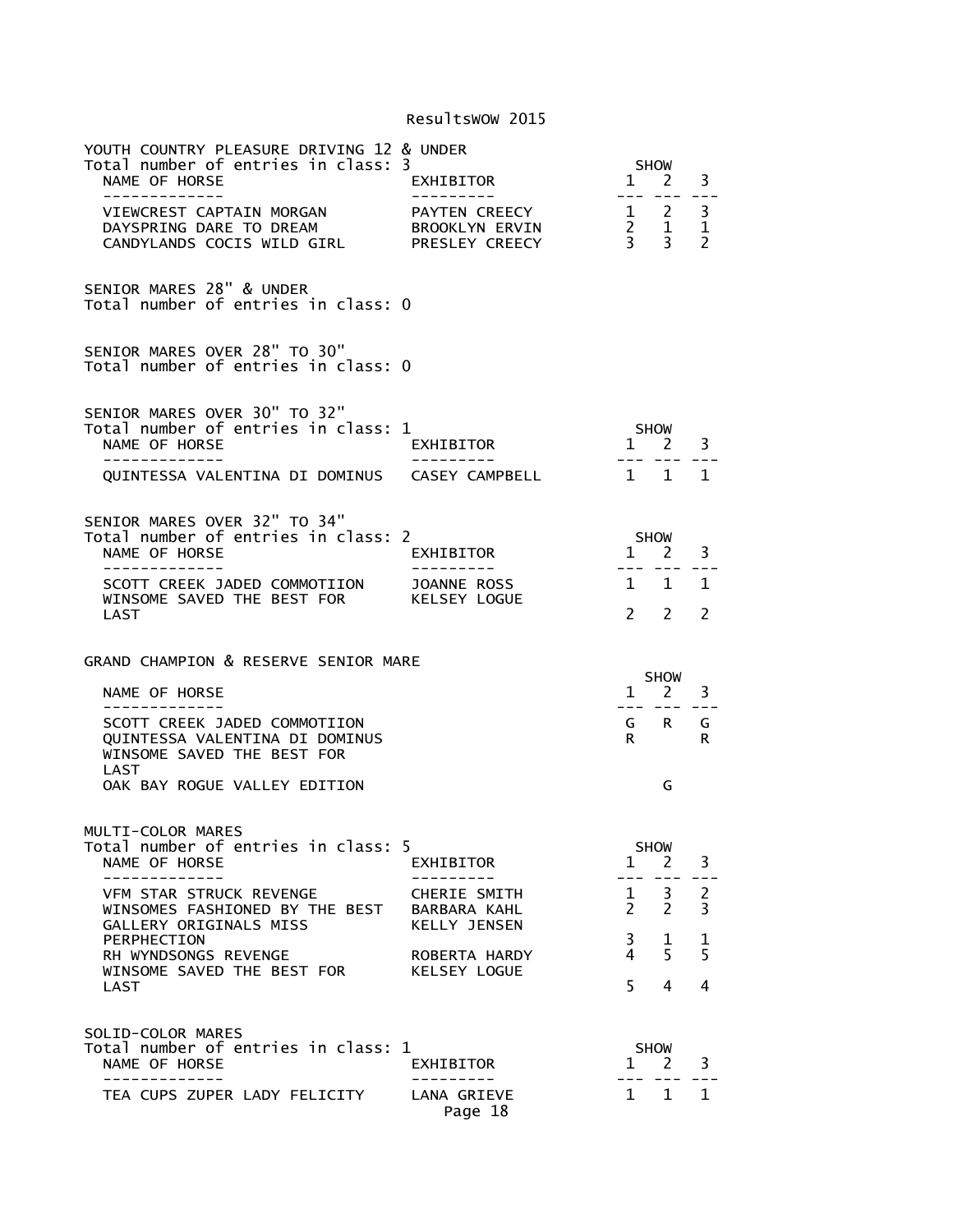## YOUTH COUNTRY PLEASURE DRIVING 12 & UNDER

Total number of entries in class: 3

| NAME OF HORSE | EXHIBITOR | SHOW 1 | SHOW 2 | SHOW 3 |
|---|---|---|---|---|
| VIEWCREST CAPTAIN MORGAN | PAYTEN CREECY | 1 | 2 | 3 |
| DAYSPRING DARE TO DREAM | BROOKLYN ERVIN | 2 | 1 | 1 |
| CANDYLANDS COCIS WILD GIRL | PRESLEY CREECY | 3 | 3 | 2 |

## SENIOR MARES 28" & UNDER

Total number of entries in class: 0

## SENIOR MARES OVER 28" TO 30"

Total number of entries in class: 0

## SENIOR MARES OVER 30" TO 32"

Total number of entries in class: 1

| NAME OF HORSE | EXHIBITOR | SHOW 1 | SHOW 2 | SHOW 3 |
|---|---|---|---|---|
| QUINTESSA VALENTINA DI DOMINUS | CASEY CAMPBELL | 1 | 1 | 1 |

## SENIOR MARES OVER 32" TO 34"

Total number of entries in class: 2

| NAME OF HORSE | EXHIBITOR | SHOW 1 | SHOW 2 | SHOW 3 |
|---|---|---|---|---|
| SCOTT CREEK JADED COMMOTIION | JOANNE ROSS | 1 | 1 | 1 |
| WINSOME SAVED THE BEST FOR LAST | KELSEY LOGUE | 2 | 2 | 2 |

## GRAND CHAMPION & RESERVE SENIOR MARE

| NAME OF HORSE | SHOW 1 | SHOW 2 | SHOW 3 |
|---|---|---|---|
| SCOTT CREEK JADED COMMOTIION | G | R | G |
| QUINTESSA VALENTINA DI DOMINUS | R | | R |
| WINSOME SAVED THE BEST FOR LAST | | | |
| OAK BAY ROGUE VALLEY EDITION | | G | |

## MULTI-COLOR MARES

Total number of entries in class: 5

| NAME OF HORSE | EXHIBITOR | SHOW 1 | SHOW 2 | SHOW 3 |
|---|---|---|---|---|
| VFM STAR STRUCK REVENGE | CHERIE SMITH | 1 | 3 | 2 |
| WINSOMES FASHIONED BY THE BEST | BARBARA KAHL | 2 | 2 | 3 |
| GALLERY ORIGINALS MISS PERPHECTION | KELLY JENSEN | 3 | 1 | 1 |
| RH WYNDSONGS REVENGE | ROBERTA HARDY | 4 | 5 | 5 |
| WINSOME SAVED THE BEST FOR LAST | KELSEY LOGUE | 5 | 4 | 4 |

## SOLID-COLOR MARES

Total number of entries in class: 1

| NAME OF HORSE | EXHIBITOR | SHOW 1 | SHOW 2 | SHOW 3 |
|---|---|---|---|---|
| TEA CUPS ZUPER LADY FELICITY | LANA GRIEVE | 1 | 1 | 1 |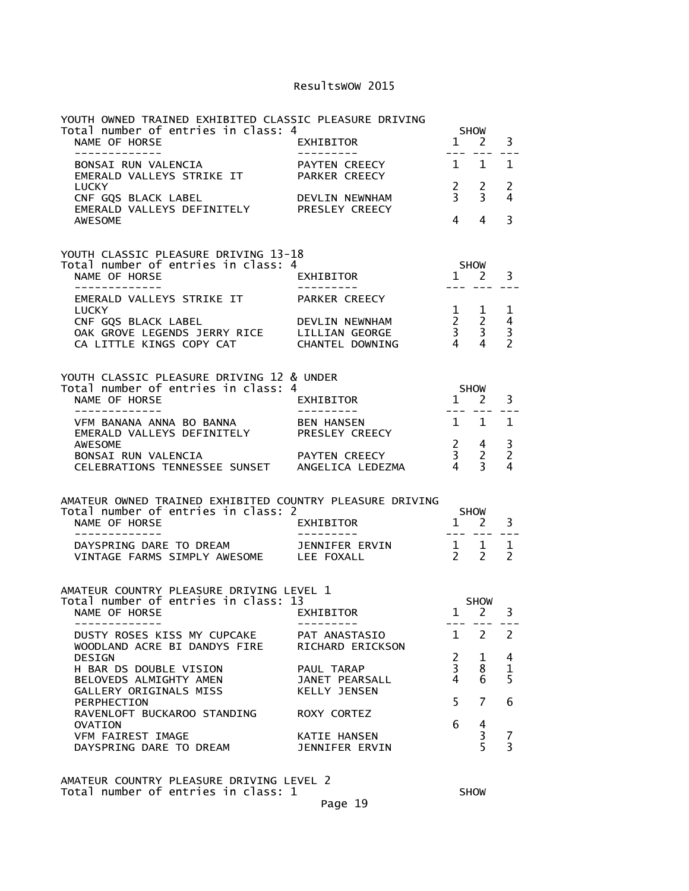ResultsWOW 2015

## YOUTH OWNED TRAINED EXHIBITED CLASSIC PLEASURE DRIVING

Total number of entries in class: 4

| NAME OF HORSE | EXHIBITOR | SHOW 1 | 2 | 3 |
|---|---|---|---|---|
| BONSAI RUN VALENCIA | PAYTEN CREECY | 1 | 1 | 1 |
| EMERALD VALLEYS STRIKE IT LUCKY | PARKER CREECY | 2 | 2 | 2 |
| CNF GQS BLACK LABEL | DEVLIN NEWNHAM | 3 | 3 | 4 |
| EMERALD VALLEYS DEFINITELY AWESOME | PRESLEY CREECY | 4 | 4 | 3 |

## YOUTH CLASSIC PLEASURE DRIVING 13-18

Total number of entries in class: 4

| NAME OF HORSE | EXHIBITOR | SHOW 1 | 2 | 3 |
|---|---|---|---|---|
| EMERALD VALLEYS STRIKE IT LUCKY | PARKER CREECY | 1 | 1 | 1 |
| CNF GQS BLACK LABEL | DEVLIN NEWNHAM | 2 | 2 | 4 |
| OAK GROVE LEGENDS JERRY RICE | LILLIAN GEORGE | 3 | 3 | 3 |
| CA LITTLE KINGS COPY CAT | CHANTEL DOWNING | 4 | 4 | 2 |

## YOUTH CLASSIC PLEASURE DRIVING 12 & UNDER

Total number of entries in class: 4

| NAME OF HORSE | EXHIBITOR | SHOW 1 | 2 | 3 |
|---|---|---|---|---|
| VFM BANANA ANNA BO BANNA | BEN HANSEN | 1 | 1 | 1 |
| EMERALD VALLEYS DEFINITELY AWESOME | PRESLEY CREECY | 2 | 4 | 3 |
| BONSAI RUN VALENCIA | PAYTEN CREECY | 3 | 2 | 2 |
| CELEBRATIONS TENNESSEE SUNSET | ANGELICA LEDEZMA | 4 | 3 | 4 |

## AMATEUR OWNED TRAINED EXHIBITED COUNTRY PLEASURE DRIVING

Total number of entries in class: 2

| NAME OF HORSE | EXHIBITOR | SHOW 1 | 2 | 3 |
|---|---|---|---|---|
| DAYSPRING DARE TO DREAM | JENNIFER ERVIN | 1 | 1 | 1 |
| VINTAGE FARMS SIMPLY AWESOME | LEE FOXALL | 2 | 2 | 2 |

## AMATEUR COUNTRY PLEASURE DRIVING LEVEL 1

Total number of entries in class: 13

| NAME OF HORSE | EXHIBITOR | SHOW 1 | 2 | 3 |
|---|---|---|---|---|
| DUSTY ROSES KISS MY CUPCAKE | PAT ANASTASIO | 1 | 2 | 2 |
| WOODLAND ACRE BI DANDYS FIRE DESIGN | RICHARD ERICKSON | 2 | 1 | 4 |
| H BAR DS DOUBLE VISION | PAUL TARAP | 3 | 8 | 1 |
| BELOVEDS ALMIGHTY AMEN | JANET PEARSALL | 4 | 6 | 5 |
| GALLERY ORIGINALS MISS PERPHECTION | KELLY JENSEN | 5 | 7 | 6 |
| RAVENLOFT BUCKAROO STANDING OVATION | ROXY CORTEZ | 6 | 4 | |
| VFM FAIREST IMAGE | KATIE HANSEN | | 3 | 7 |
| DAYSPRING DARE TO DREAM | JENNIFER ERVIN | | 5 | 3 |

## AMATEUR COUNTRY PLEASURE DRIVING LEVEL 2

Total number of entries in class: 1

SHOW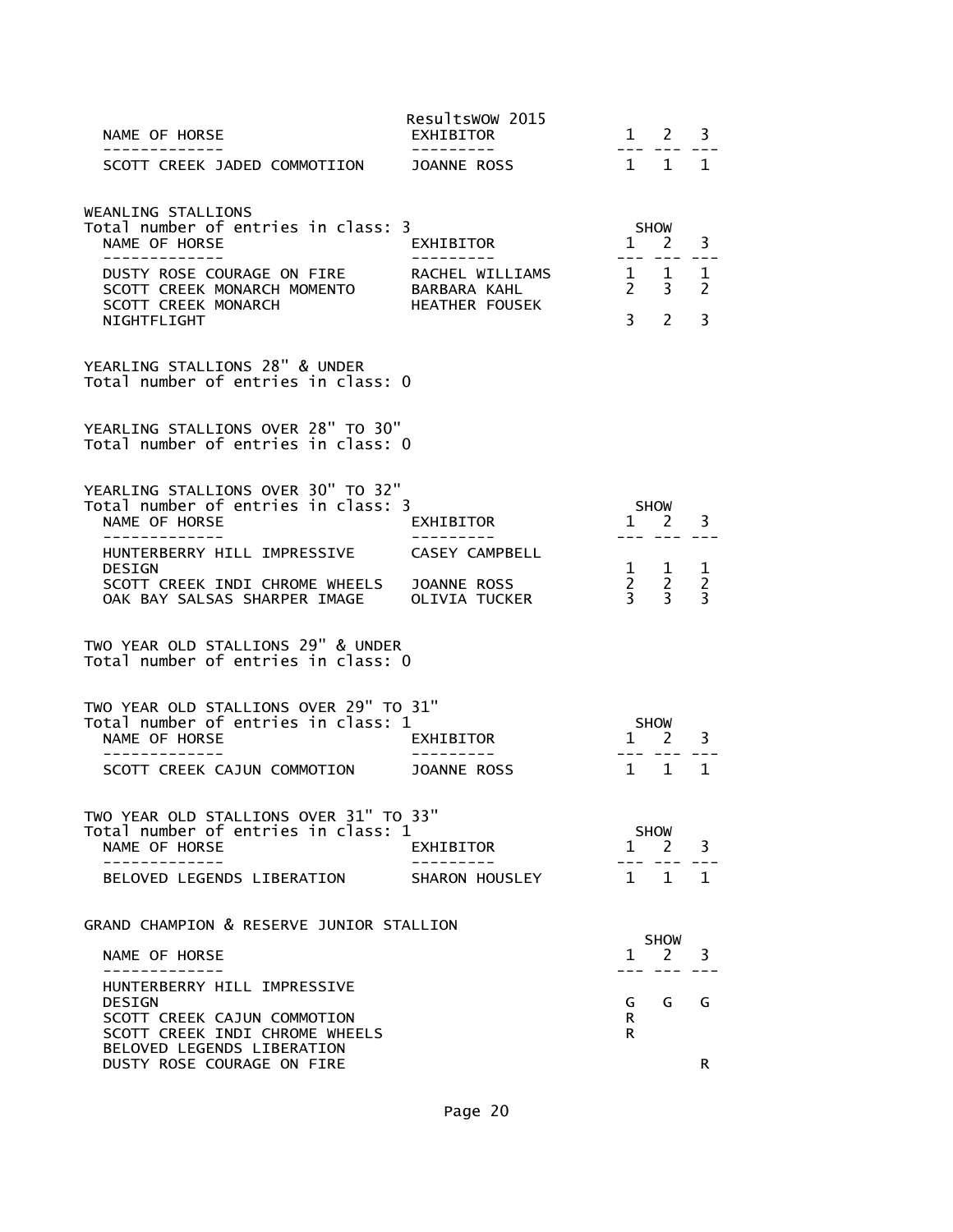ResultsWOW 2015

| NAME OF HORSE | EXHIBITOR | 1 | 2 | 3 |
|---|---|---|---|---|
| SCOTT CREEK JADED COMMOTIION | JOANNE ROSS | 1 | 1 | 1 |

WEANLING STALLIONS
Total number of entries in class: 3

| NAME OF HORSE | EXHIBITOR | SHOW 1 | 2 | 3 |
|---|---|---|---|---|
| DUSTY ROSE COURAGE ON FIRE | RACHEL WILLIAMS | 1 | 1 | 1 |
| SCOTT CREEK MONARCH MOMENTO | BARBARA KAHL | 2 | 3 | 2 |
| SCOTT CREEK MONARCH NIGHTFLIGHT | HEATHER FOUSEK | 3 | 2 | 3 |

YEARLING STALLIONS 28" & UNDER
Total number of entries in class: 0

YEARLING STALLIONS OVER 28" TO 30"
Total number of entries in class: 0

YEARLING STALLIONS OVER 30" TO 32"
Total number of entries in class: 3

| NAME OF HORSE | EXHIBITOR | SHOW 1 | 2 | 3 |
|---|---|---|---|---|
| HUNTERBERRY HILL IMPRESSIVE DESIGN | CASEY CAMPBELL | 1 | 1 | 1 |
| SCOTT CREEK INDI CHROME WHEELS | JOANNE ROSS | 2 | 2 | 2 |
| OAK BAY SALSAS SHARPER IMAGE | OLIVIA TUCKER | 3 | 3 | 3 |

TWO YEAR OLD STALLIONS 29" & UNDER
Total number of entries in class: 0

TWO YEAR OLD STALLIONS OVER 29" TO 31"
Total number of entries in class: 1

| NAME OF HORSE | EXHIBITOR | SHOW 1 | 2 | 3 |
|---|---|---|---|---|
| SCOTT CREEK CAJUN COMMOTION | JOANNE ROSS | 1 | 1 | 1 |

TWO YEAR OLD STALLIONS OVER 31" TO 33"
Total number of entries in class: 1

| NAME OF HORSE | EXHIBITOR | SHOW 1 | 2 | 3 |
|---|---|---|---|---|
| BELOVED LEGENDS LIBERATION | SHARON HOUSLEY | 1 | 1 | 1 |

GRAND CHAMPION & RESERVE JUNIOR STALLION

| NAME OF HORSE | SHOW 1 | 2 | 3 |
|---|---|---|---|
| HUNTERBERRY HILL IMPRESSIVE DESIGN | G | G | G |
| SCOTT CREEK CAJUN COMMOTION | R | | |
| SCOTT CREEK INDI CHROME WHEELS | R | | |
| BELOVED LEGENDS LIBERATION | | | |
| DUSTY ROSE COURAGE ON FIRE | | | R |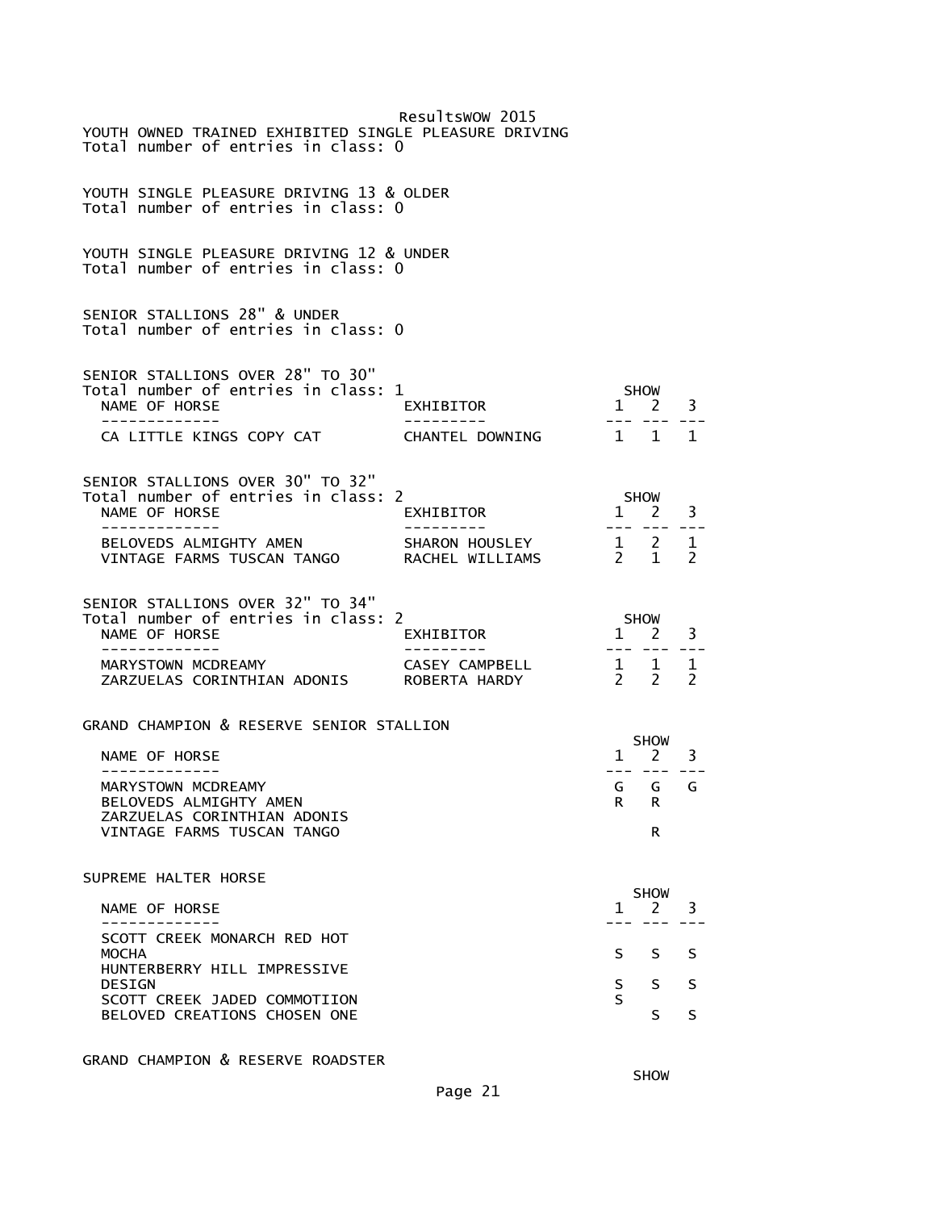ResultsWOW 2015

YOUTH OWNED TRAINED EXHIBITED SINGLE PLEASURE DRIVING
Total number of entries in class: 0

YOUTH SINGLE PLEASURE DRIVING 13 & OLDER
Total number of entries in class: 0

YOUTH SINGLE PLEASURE DRIVING 12 & UNDER
Total number of entries in class: 0

SENIOR STALLIONS 28" & UNDER
Total number of entries in class: 0

SENIOR STALLIONS OVER 28" TO 30"
Total number of entries in class: 1

| NAME OF HORSE | EXHIBITOR | SHOW 1 | 2 | 3 |
|---|---|---|---|---|
| CA LITTLE KINGS COPY CAT | CHANTEL DOWNING | 1 | 1 | 1 |

SENIOR STALLIONS OVER 30" TO 32"
Total number of entries in class: 2

| NAME OF HORSE | EXHIBITOR | SHOW 1 | 2 | 3 |
|---|---|---|---|---|
| BELOVEDS ALMIGHTY AMEN | SHARON HOUSLEY | 1 | 2 | 1 |
| VINTAGE FARMS TUSCAN TANGO | RACHEL WILLIAMS | 2 | 1 | 2 |

SENIOR STALLIONS OVER 32" TO 34"
Total number of entries in class: 2

| NAME OF HORSE | EXHIBITOR | SHOW 1 | 2 | 3 |
|---|---|---|---|---|
| MARYSTOWN MCDREAMY | CASEY CAMPBELL | 1 | 1 | 1 |
| ZARZUELAS CORINTHIAN ADONIS | ROBERTA HARDY | 2 | 2 | 2 |

GRAND CHAMPION & RESERVE SENIOR STALLION

| NAME OF HORSE | SHOW 1 | 2 | 3 |
|---|---|---|---|
| MARYSTOWN MCDREAMY | G | G | G |
| BELOVEDS ALMIGHTY AMEN | R | R | |
| ZARZUELAS CORINTHIAN ADONIS | | | |
| VINTAGE FARMS TUSCAN TANGO | | R | |

SUPREME HALTER HORSE

| NAME OF HORSE | SHOW 1 | 2 | 3 |
|---|---|---|---|
| SCOTT CREEK MONARCH RED HOT MOCHA | S | S | S |
| HUNTERBERRY HILL IMPRESSIVE DESIGN | S | S | S |
| SCOTT CREEK JADED COMMOTIION | S | | |
| BELOVED CREATIONS CHOSEN ONE | | S | S |

GRAND CHAMPION & RESERVE ROADSTER

SHOW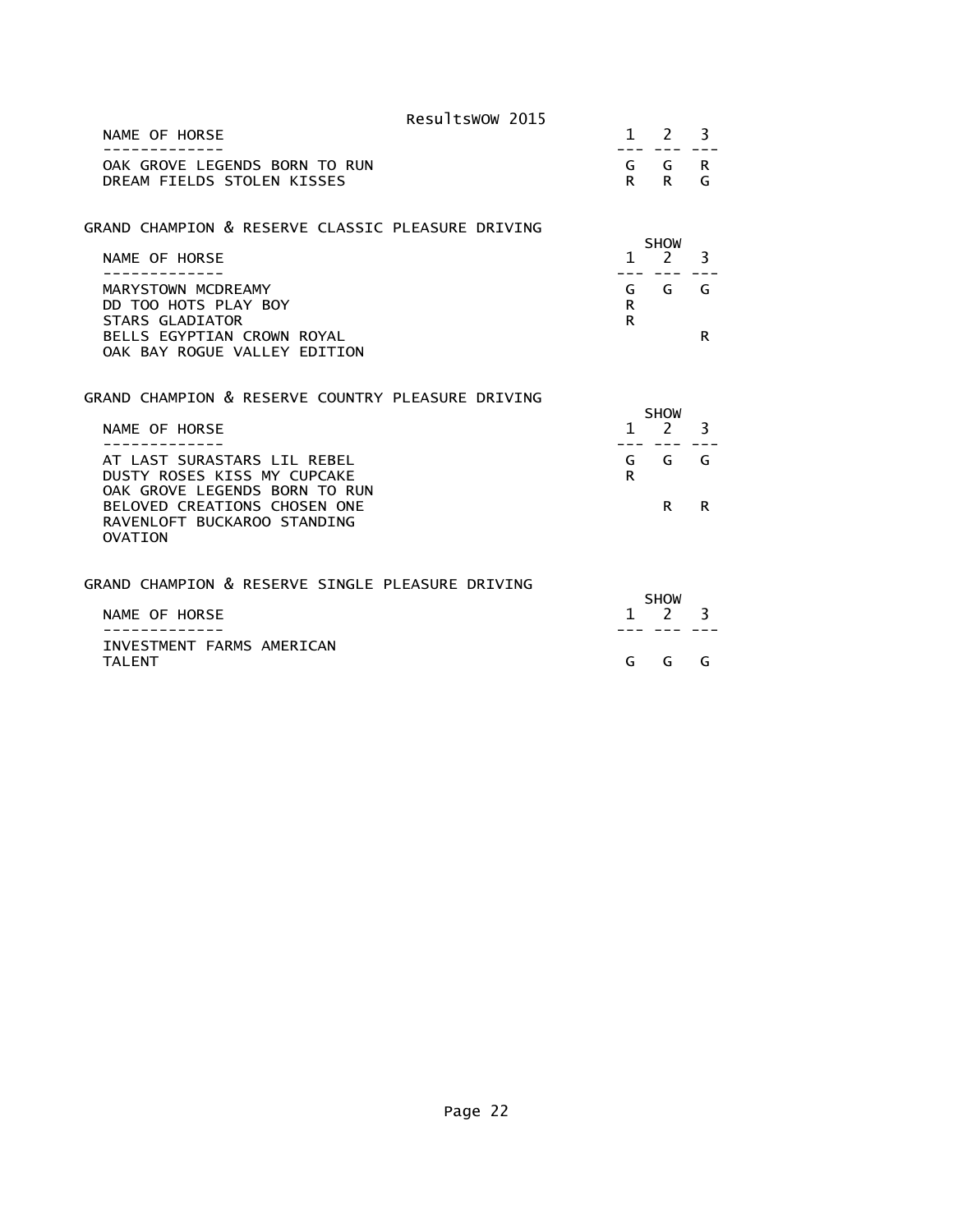| NAME OF HORSE | 1 | 2 | 3 |
|---|---|---|---|
| OAK GROVE LEGENDS BORN TO RUN | G | G | R |
| DREAM FIELDS STOLEN KISSES | R | R | G |

GRAND CHAMPION & RESERVE CLASSIC PLEASURE DRIVING

| NAME OF HORSE | SHOW 1 | 2 | 3 |
|---|---|---|---|
| MARYSTOWN MCDREAMY | G | G | G |
| DD TOO HOTS PLAY BOY | R | | |
| STARS GLADIATOR | R | | |
| BELLS EGYPTIAN CROWN ROYAL | | | R |
| OAK BAY ROGUE VALLEY EDITION | | | |

GRAND CHAMPION & RESERVE COUNTRY PLEASURE DRIVING

| NAME OF HORSE | SHOW 1 | 2 | 3 |
|---|---|---|---|
| AT LAST SURASTARS LIL REBEL | G | G | G |
| DUSTY ROSES KISS MY CUPCAKE | R | | |
| OAK GROVE LEGENDS BORN TO RUN | | | |
| BELOVED CREATIONS CHOSEN ONE | | R | R |
| RAVENLOFT BUCKAROO STANDING OVATION | | | |

GRAND CHAMPION & RESERVE SINGLE PLEASURE DRIVING

| NAME OF HORSE | SHOW 1 | 2 | 3 |
|---|---|---|---|
| INVESTMENT FARMS AMERICAN TALENT | G | G | G |